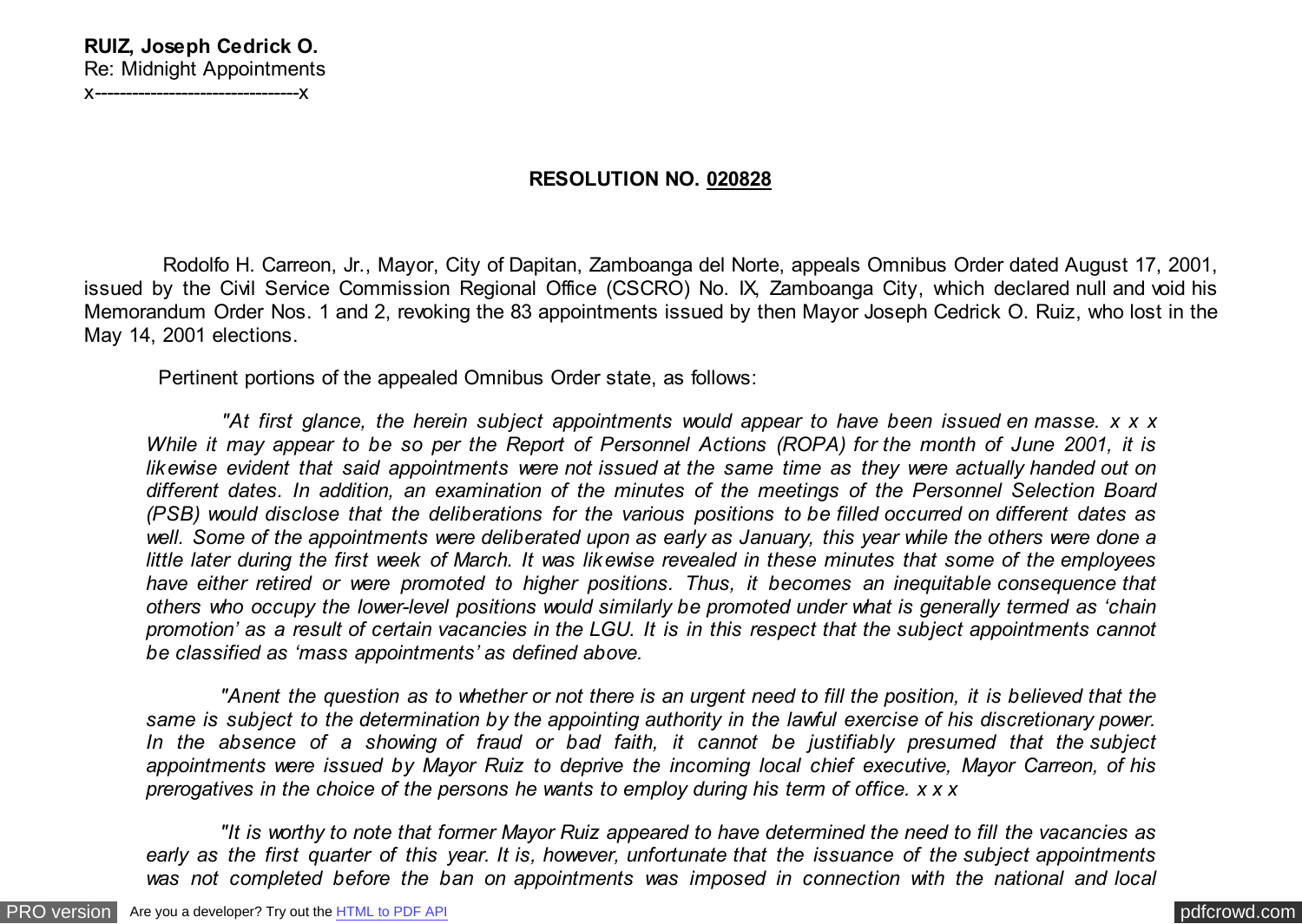**RUIZ, Joseph Cedrick O.**
Re: Midnight Appointments
x---------------------------------x

**RESOLUTION NO. 020828**

Rodolfo H. Carreon, Jr., Mayor, City of Dapitan, Zamboanga del Norte, appeals Omnibus Order dated August 17, 2001, issued by the Civil Service Commission Regional Office (CSCRO) No. IX, Zamboanga City, which declared null and void his Memorandum Order Nos. 1 and 2, revoking the 83 appointments issued by then Mayor Joseph Cedrick O. Ruiz, who lost in the May 14, 2001 elections.

Pertinent portions of the appealed Omnibus Order state, as follows:

> *"At first glance, the herein subject appointments would appear to have been issued en masse. x x x While it may appear to be so per the Report of Personnel Actions (ROPA) for the month of June 2001, it is likewise evident that said appointments were not issued at the same time as they were actually handed out on different dates. In addition, an examination of the minutes of the meetings of the Personnel Selection Board (PSB) would disclose that the deliberations for the various positions to be filled occurred on different dates as well. Some of the appointments were deliberated upon as early as January, this year while the others were done a little later during the first week of March. It was likewise revealed in these minutes that some of the employees have either retired or were promoted to higher positions. Thus, it becomes an inequitable consequence that others who occupy the lower-level positions would similarly be promoted under what is generally termed as 'chain promotion' as a result of certain vacancies in the LGU. It is in this respect that the subject appointments cannot be classified as 'mass appointments' as defined above.*
>
> *"Anent the question as to whether or not there is an urgent need to fill the position, it is believed that the same is subject to the determination by the appointing authority in the lawful exercise of his discretionary power. In the absence of a showing of fraud or bad faith, it cannot be justifiably presumed that the subject appointments were issued by Mayor Ruiz to deprive the incoming local chief executive, Mayor Carreon, of his prerogatives in the choice of the persons he wants to employ during his term of office. x x x*
>
> *"It is worthy to note that former Mayor Ruiz appeared to have determined the need to fill the vacancies as early as the first quarter of this year. It is, however, unfortunate that the issuance of the subject appointments was not completed before the ban on appointments was imposed in connection with the national and local*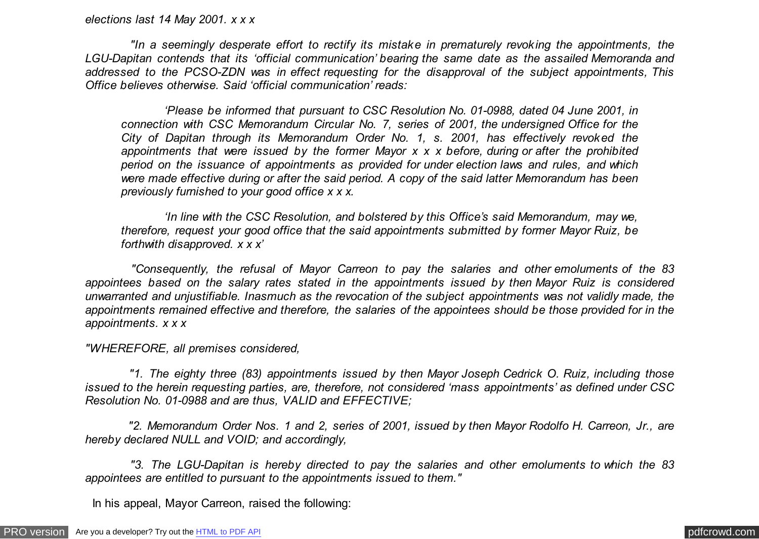*elections last 14 May 2001. x x x*

*"In a seemingly desperate effort to rectify its mistake in prematurely revoking the appointments, the LGU-Dapitan contends that its 'official communication' bearing the same date as the assailed Memoranda and addressed to the PCSO-ZDN was in effect requesting for the disapproval of the subject appointments, This Office believes otherwise. Said 'official communication' reads:*

> *'Please be informed that pursuant to CSC Resolution No. 01-0988, dated 04 June 2001, in connection with CSC Memorandum Circular No. 7, series of 2001, the undersigned Office for the City of Dapitan through its Memorandum Order No. 1, s. 2001, has effectively revoked the appointments that were issued by the former Mayor x x x before, during or after the prohibited period on the issuance of appointments as provided for under election laws and rules, and which were made effective during or after the said period. A copy of the said latter Memorandum has been previously furnished to your good office x x x.*
>
> *'In line with the CSC Resolution, and bolstered by this Office's said Memorandum, may we, therefore, request your good office that the said appointments submitted by former Mayor Ruiz, be forthwith disapproved. x x x'*

*"Consequently, the refusal of Mayor Carreon to pay the salaries and other emoluments of the 83 appointees based on the salary rates stated in the appointments issued by then Mayor Ruiz is considered unwarranted and unjustifiable. Inasmuch as the revocation of the subject appointments was not validly made, the appointments remained effective and therefore, the salaries of the appointees should be those provided for in the appointments. x x x*

*"WHEREFORE, all premises considered,*

*"1. The eighty three (83) appointments issued by then Mayor Joseph Cedrick O. Ruiz, including those issued to the herein requesting parties, are, therefore, not considered 'mass appointments' as defined under CSC Resolution No. 01-0988 and are thus, VALID and EFFECTIVE;*

*"2. Memorandum Order Nos. 1 and 2, series of 2001, issued by then Mayor Rodolfo H. Carreon, Jr., are hereby declared NULL and VOID; and accordingly,*

*"3. The LGU-Dapitan is hereby directed to pay the salaries and other emoluments to which the 83 appointees are entitled to pursuant to the appointments issued to them."*

In his appeal, Mayor Carreon, raised the following: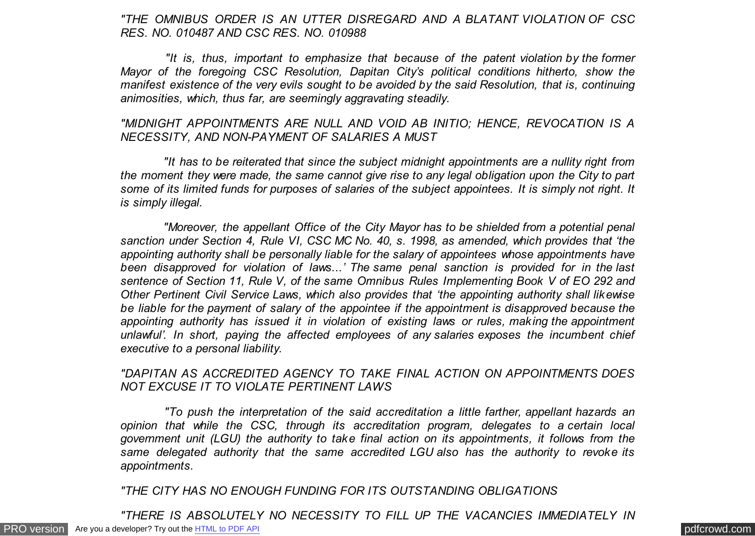*"THE OMNIBUS ORDER IS AN UTTER DISREGARD AND A BLATANT VIOLATION OF CSC RES. NO. 010487 AND CSC RES. NO. 010988*

*"It is, thus, important to emphasize that because of the patent violation by the former Mayor of the foregoing CSC Resolution, Dapitan City's political conditions hitherto, show the manifest existence of the very evils sought to be avoided by the said Resolution, that is, continuing animosities, which, thus far, are seemingly aggravating steadily.*

*"MIDNIGHT APPOINTMENTS ARE NULL AND VOID AB INITIO; HENCE, REVOCATION IS A NECESSITY, AND NON-PAYMENT OF SALARIES A MUST*

*"It has to be reiterated that since the subject midnight appointments are a nullity right from the moment they were made, the same cannot give rise to any legal obligation upon the City to part some of its limited funds for purposes of salaries of the subject appointees. It is simply not right. It is simply illegal.*

*"Moreover, the appellant Office of the City Mayor has to be shielded from a potential penal sanction under Section 4, Rule VI, CSC MC No. 40, s. 1998, as amended, which provides that 'the appointing authority shall be personally liable for the salary of appointees whose appointments have been disapproved for violation of laws...' The same penal sanction is provided for in the last sentence of Section 11, Rule V, of the same Omnibus Rules Implementing Book V of EO 292 and Other Pertinent Civil Service Laws, which also provides that 'the appointing authority shall likewise be liable for the payment of salary of the appointee if the appointment is disapproved because the appointing authority has issued it in violation of existing laws or rules, making the appointment unlawful'. In short, paying the affected employees of any salaries exposes the incumbent chief executive to a personal liability.*

*"DAPITAN AS ACCREDITED AGENCY TO TAKE FINAL ACTION ON APPOINTMENTS DOES NOT EXCUSE IT TO VIOLATE PERTINENT LAWS*

*"To push the interpretation of the said accreditation a little farther, appellant hazards an opinion that while the CSC, through its accreditation program, delegates to a certain local government unit (LGU) the authority to take final action on its appointments, it follows from the same delegated authority that the same accredited LGU also has the authority to revoke its appointments.*

*"THE CITY HAS NO ENOUGH FUNDING FOR ITS OUTSTANDING OBLIGATIONS*

*"THERE IS ABSOLUTELY NO NECESSITY TO FILL UP THE VACANCIES IMMEDIATELY IN*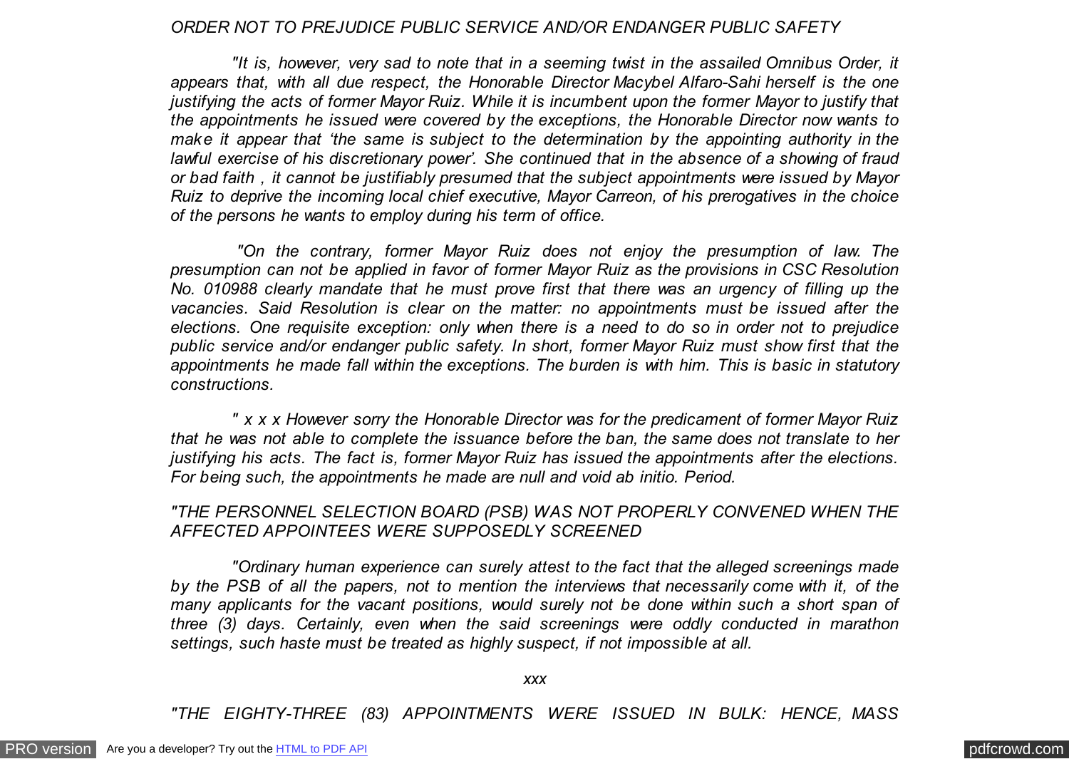*ORDER NOT TO PREJUDICE PUBLIC SERVICE AND/OR ENDANGER PUBLIC SAFETY*

*"It is, however, very sad to note that in a seeming twist in the assailed Omnibus Order, it appears that, with all due respect, the Honorable Director Macybel Alfaro-Sahi herself is the one justifying the acts of former Mayor Ruiz. While it is incumbent upon the former Mayor to justify that the appointments he issued were covered by the exceptions, the Honorable Director now wants to make it appear that 'the same is subject to the determination by the appointing authority in the lawful exercise of his discretionary power'. She continued that in the absence of a showing of fraud or bad faith , it cannot be justifiably presumed that the subject appointments were issued by Mayor Ruiz to deprive the incoming local chief executive, Mayor Carreon, of his prerogatives in the choice of the persons he wants to employ during his term of office.*

*"On the contrary, former Mayor Ruiz does not enjoy the presumption of law. The presumption can not be applied in favor of former Mayor Ruiz as the provisions in CSC Resolution No. 010988 clearly mandate that he must prove first that there was an urgency of filling up the vacancies. Said Resolution is clear on the matter: no appointments must be issued after the elections. One requisite exception: only when there is a need to do so in order not to prejudice public service and/or endanger public safety. In short, former Mayor Ruiz must show first that the appointments he made fall within the exceptions. The burden is with him. This is basic in statutory constructions.*

*" x x x However sorry the Honorable Director was for the predicament of former Mayor Ruiz that he was not able to complete the issuance before the ban, the same does not translate to her justifying his acts. The fact is, former Mayor Ruiz has issued the appointments after the elections. For being such, the appointments he made are null and void ab initio. Period.*

*"THE PERSONNEL SELECTION BOARD (PSB) WAS NOT PROPERLY CONVENED WHEN THE AFFECTED APPOINTEES WERE SUPPOSEDLY SCREENED*

*"Ordinary human experience can surely attest to the fact that the alleged screenings made by the PSB of all the papers, not to mention the interviews that necessarily come with it, of the many applicants for the vacant positions, would surely not be done within such a short span of three (3) days. Certainly, even when the said screenings were oddly conducted in marathon settings, such haste must be treated as highly suspect, if not impossible at all.*

*xxx*

*"THE EIGHTY-THREE (83) APPOINTMENTS WERE ISSUED IN BULK: HENCE, MASS*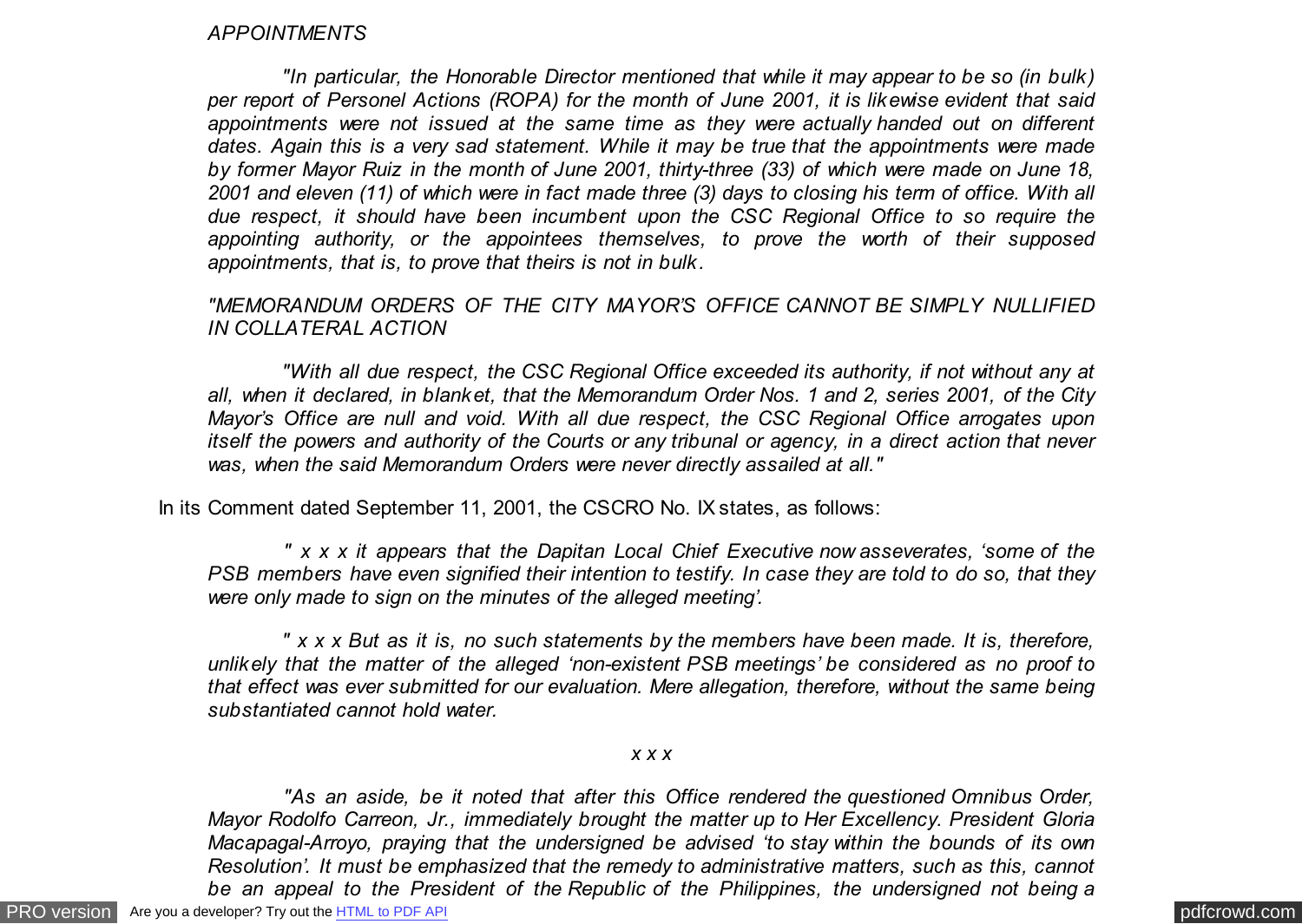*APPOINTMENTS*

*"In particular, the Honorable Director mentioned that while it may appear to be so (in bulk) per report of Personel Actions (ROPA) for the month of June 2001, it is likewise evident that said appointments were not issued at the same time as they were actually handed out on different dates. Again this is a very sad statement. While it may be true that the appointments were made by former Mayor Ruiz in the month of June 2001, thirty-three (33) of which were made on June 18, 2001 and eleven (11) of which were in fact made three (3) days to closing his term of office. With all due respect, it should have been incumbent upon the CSC Regional Office to so require the appointing authority, or the appointees themselves, to prove the worth of their supposed appointments, that is, to prove that theirs is not in bulk.*

*"MEMORANDUM ORDERS OF THE CITY MAYOR'S OFFICE CANNOT BE SIMPLY NULLIFIED IN COLLATERAL ACTION*

*"With all due respect, the CSC Regional Office exceeded its authority, if not without any at all, when it declared, in blanket, that the Memorandum Order Nos. 1 and 2, series 2001, of the City Mayor's Office are null and void. With all due respect, the CSC Regional Office arrogates upon itself the powers and authority of the Courts or any tribunal or agency, in a direct action that never was, when the said Memorandum Orders were never directly assailed at all."*

In its Comment dated September 11, 2001, the CSCRO No. IX states, as follows:

*" x x x it appears that the Dapitan Local Chief Executive now asseverates, 'some of the PSB members have even signified their intention to testify. In case they are told to do so, that they were only made to sign on the minutes of the alleged meeting'.*

*" x x x But as it is, no such statements by the members have been made. It is, therefore, unlikely that the matter of the alleged 'non-existent PSB meetings' be considered as no proof to that effect was ever submitted for our evaluation. Mere allegation, therefore, without the same being substantiated cannot hold water.*

*x x x*

*"As an aside, be it noted that after this Office rendered the questioned Omnibus Order, Mayor Rodolfo Carreon, Jr., immediately brought the matter up to Her Excellency. President Gloria Macapagal-Arroyo, praying that the undersigned be advised 'to stay within the bounds of its own Resolution'. It must be emphasized that the remedy to administrative matters, such as this, cannot be an appeal to the President of the Republic of the Philippines, the undersigned not being a*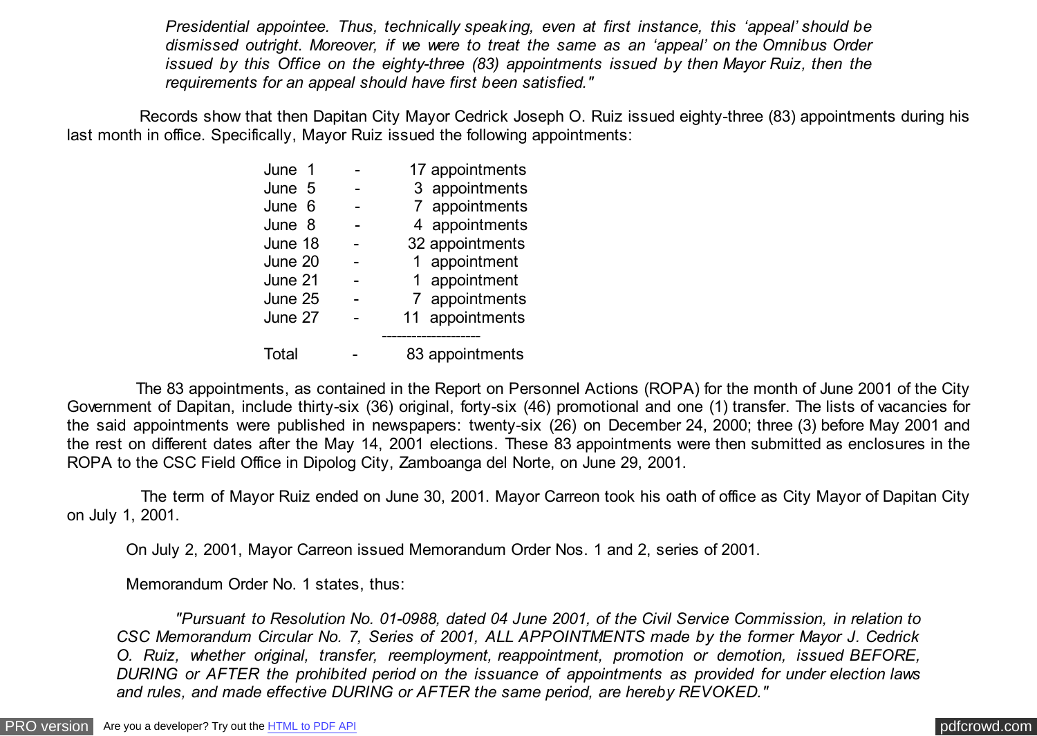*Presidential appointee. Thus, technically speaking, even at first instance, this 'appeal' should be dismissed outright. Moreover, if we were to treat the same as an 'appeal' on the Omnibus Order issued by this Office on the eighty-three (83) appointments issued by then Mayor Ruiz, then the requirements for an appeal should have first been satisfied."*

Records show that then Dapitan City Mayor Cedrick Joseph O. Ruiz issued eighty-three (83) appointments during his last month in office. Specifically, Mayor Ruiz issued the following appointments:

| | | |
|---|---|---|
| June 1 | - | 17 appointments |
| June 5 | - | 3 appointments |
| June 6 | - | 7 appointments |
| June 8 | - | 4 appointments |
| June 18 | - | 32 appointments |
| June 20 | - | 1 appointment |
| June 21 | - | 1 appointment |
| June 25 | - | 7 appointments |
| June 27 | - | 11 appointments |
| Total | - | 83 appointments |

The 83 appointments, as contained in the Report on Personnel Actions (ROPA) for the month of June 2001 of the City Government of Dapitan, include thirty-six (36) original, forty-six (46) promotional and one (1) transfer. The lists of vacancies for the said appointments were published in newspapers: twenty-six (26) on December 24, 2000; three (3) before May 2001 and the rest on different dates after the May 14, 2001 elections. These 83 appointments were then submitted as enclosures in the ROPA to the CSC Field Office in Dipolog City, Zamboanga del Norte, on June 29, 2001.

The term of Mayor Ruiz ended on June 30, 2001. Mayor Carreon took his oath of office as City Mayor of Dapitan City on July 1, 2001.

On July 2, 2001, Mayor Carreon issued Memorandum Order Nos. 1 and 2, series of 2001.

Memorandum Order No. 1 states, thus:

*"Pursuant to Resolution No. 01-0988, dated 04 June 2001, of the Civil Service Commission, in relation to CSC Memorandum Circular No. 7, Series of 2001, ALL APPOINTMENTS made by the former Mayor J. Cedrick O. Ruiz, whether original, transfer, reemployment, reappointment, promotion or demotion, issued BEFORE, DURING or AFTER the prohibited period on the issuance of appointments as provided for under election laws and rules, and made effective DURING or AFTER the same period, are hereby REVOKED."*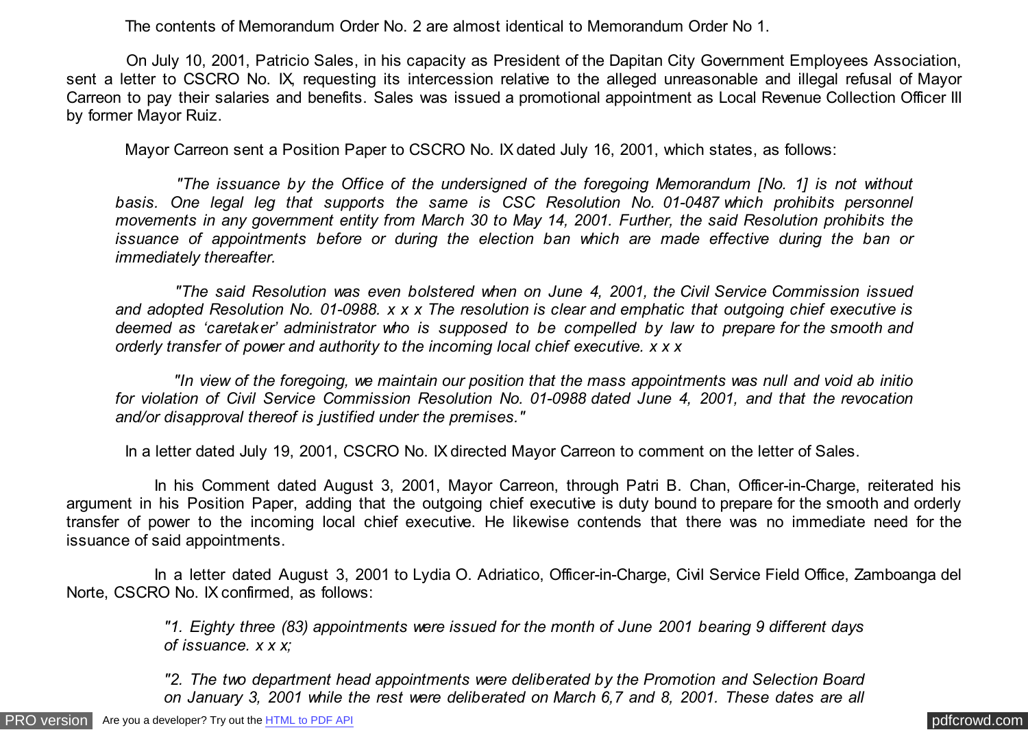The contents of Memorandum Order No. 2 are almost identical to Memorandum Order No 1.

On July 10, 2001, Patricio Sales, in his capacity as President of the Dapitan City Government Employees Association, sent a letter to CSCRO No. IX, requesting its intercession relative to the alleged unreasonable and illegal refusal of Mayor Carreon to pay their salaries and benefits. Sales was issued a promotional appointment as Local Revenue Collection Officer III by former Mayor Ruiz.

Mayor Carreon sent a Position Paper to CSCRO No. IX dated July 16, 2001, which states, as follows:

> *"The issuance by the Office of the undersigned of the foregoing Memorandum [No. 1] is not without basis. One legal leg that supports the same is CSC Resolution No. 01-0487 which prohibits personnel movements in any government entity from March 30 to May 14, 2001. Further, the said Resolution prohibits the issuance of appointments before or during the election ban which are made effective during the ban or immediately thereafter.*
>
> *"The said Resolution was even bolstered when on June 4, 2001, the Civil Service Commission issued and adopted Resolution No. 01-0988. x x x The resolution is clear and emphatic that outgoing chief executive is deemed as 'caretaker' administrator who is supposed to be compelled by law to prepare for the smooth and orderly transfer of power and authority to the incoming local chief executive. x x x*
>
> *"In view of the foregoing, we maintain our position that the mass appointments was null and void ab initio for violation of Civil Service Commission Resolution No. 01-0988 dated June 4, 2001, and that the revocation and/or disapproval thereof is justified under the premises."*

In a letter dated July 19, 2001, CSCRO No. IX directed Mayor Carreon to comment on the letter of Sales.

In his Comment dated August 3, 2001, Mayor Carreon, through Patri B. Chan, Officer-in-Charge, reiterated his argument in his Position Paper, adding that the outgoing chief executive is duty bound to prepare for the smooth and orderly transfer of power to the incoming local chief executive. He likewise contends that there was no immediate need for the issuance of said appointments.

In a letter dated August 3, 2001 to Lydia O. Adriatico, Officer-in-Charge, Civil Service Field Office, Zamboanga del Norte, CSCRO No. IX confirmed, as follows:

> *"1. Eighty three (83) appointments were issued for the month of June 2001 bearing 9 different days of issuance. x x x;*
>
> *"2. The two department head appointments were deliberated by the Promotion and Selection Board on January 3, 2001 while the rest were deliberated on March 6,7 and 8, 2001. These dates are all*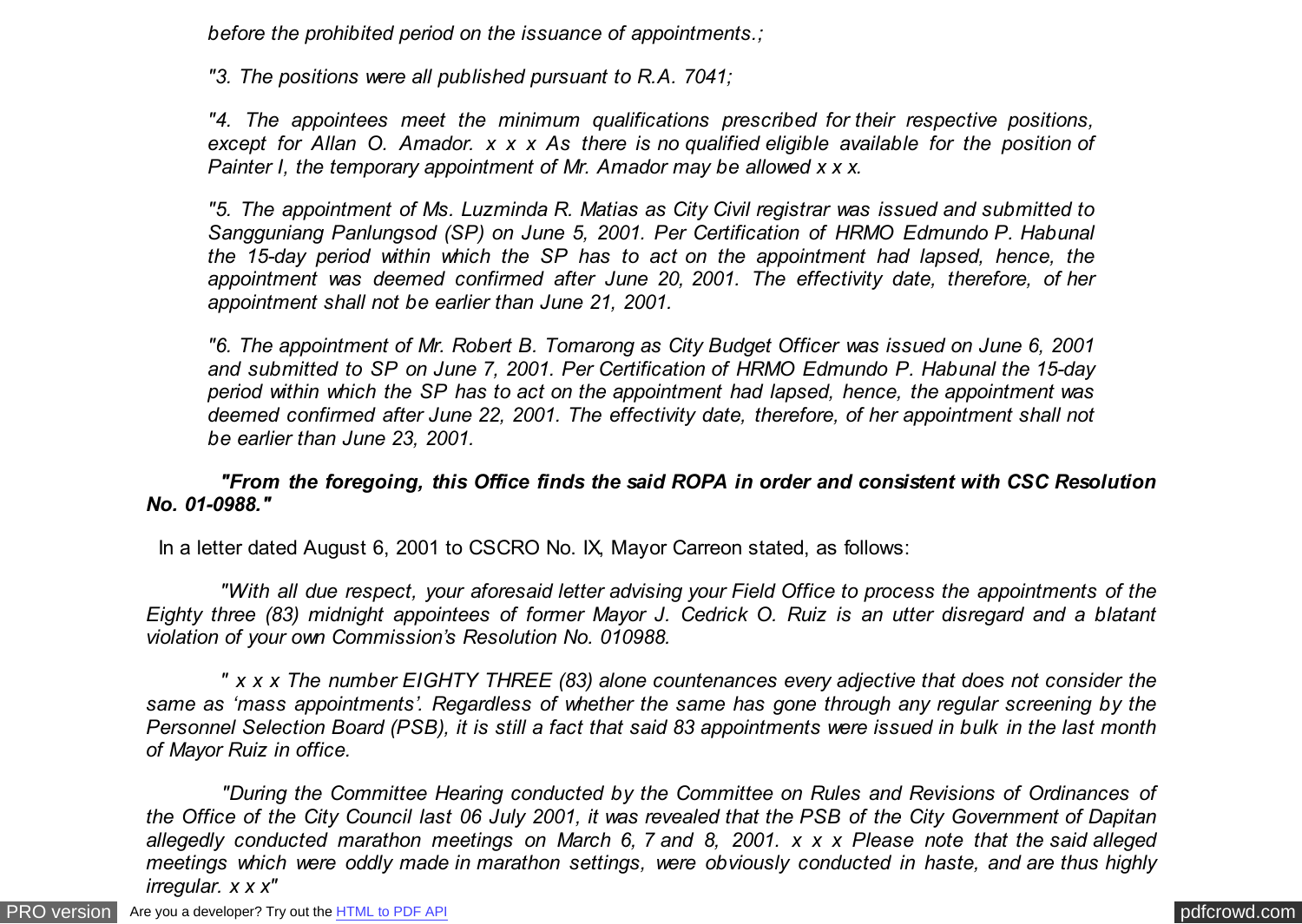*before the prohibited period on the issuance of appointments.;*

*"3. The positions were all published pursuant to R.A. 7041;*

*"4. The appointees meet the minimum qualifications prescribed for their respective positions, except for Allan O. Amador. x x x As there is no qualified eligible available for the position of Painter I, the temporary appointment of Mr. Amador may be allowed x x x.*

*"5. The appointment of Ms. Luzminda R. Matias as City Civil registrar was issued and submitted to Sangguniang Panlungsod (SP) on June 5, 2001. Per Certification of HRMO Edmundo P. Habunal the 15-day period within which the SP has to act on the appointment had lapsed, hence, the appointment was deemed confirmed after June 20, 2001. The effectivity date, therefore, of her appointment shall not be earlier than June 21, 2001.*

*"6. The appointment of Mr. Robert B. Tomarong as City Budget Officer was issued on June 6, 2001 and submitted to SP on June 7, 2001. Per Certification of HRMO Edmundo P. Habunal the 15-day period within which the SP has to act on the appointment had lapsed, hence, the appointment was deemed confirmed after June 22, 2001. The effectivity date, therefore, of her appointment shall not be earlier than June 23, 2001.*

***"From the foregoing, this Office finds the said ROPA in order and consistent with CSC Resolution No. 01-0988."***

In a letter dated August 6, 2001 to CSCRO No. IX, Mayor Carreon stated, as follows:

*"With all due respect, your aforesaid letter advising your Field Office to process the appointments of the Eighty three (83) midnight appointees of former Mayor J. Cedrick O. Ruiz is an utter disregard and a blatant violation of your own Commission's Resolution No. 010988.*

*" x x x The number EIGHTY THREE (83) alone countenances every adjective that does not consider the same as 'mass appointments'. Regardless of whether the same has gone through any regular screening by the Personnel Selection Board (PSB), it is still a fact that said 83 appointments were issued in bulk in the last month of Mayor Ruiz in office.*

*"During the Committee Hearing conducted by the Committee on Rules and Revisions of Ordinances of the Office of the City Council last 06 July 2001, it was revealed that the PSB of the City Government of Dapitan allegedly conducted marathon meetings on March 6, 7 and 8, 2001. x x x Please note that the said alleged meetings which were oddly made in marathon settings, were obviously conducted in haste, and are thus highly irregular. x x x"*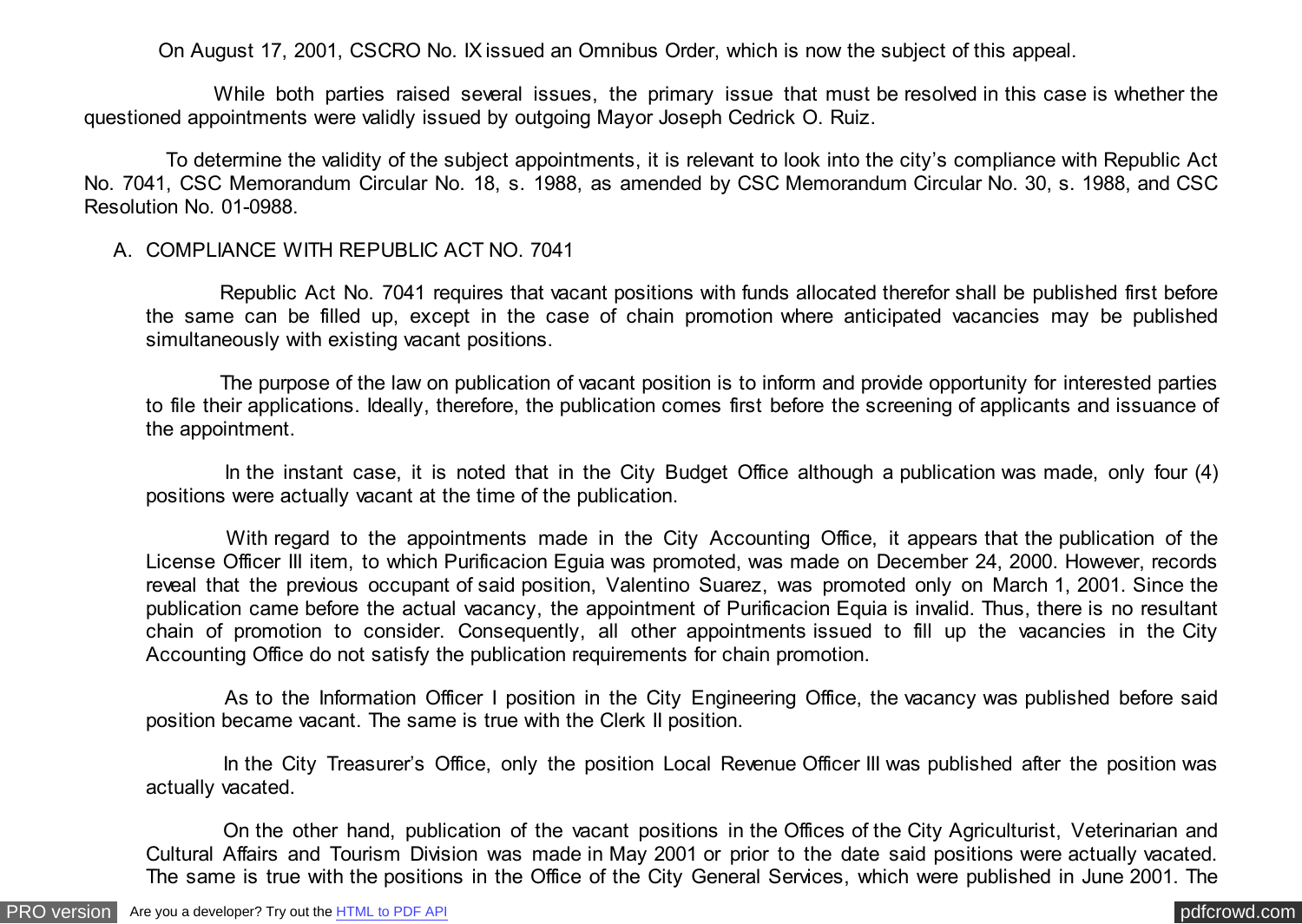On August 17, 2001, CSCRO No. IX issued an Omnibus Order, which is now the subject of this appeal.

While both parties raised several issues, the primary issue that must be resolved in this case is whether the questioned appointments were validly issued by outgoing Mayor Joseph Cedrick O. Ruiz.

To determine the validity of the subject appointments, it is relevant to look into the city's compliance with Republic Act No. 7041, CSC Memorandum Circular No. 18, s. 1988, as amended by CSC Memorandum Circular No. 30, s. 1988, and CSC Resolution No. 01-0988.

A. COMPLIANCE WITH REPUBLIC ACT NO. 7041

Republic Act No. 7041 requires that vacant positions with funds allocated therefor shall be published first before the same can be filled up, except in the case of chain promotion where anticipated vacancies may be published simultaneously with existing vacant positions.

The purpose of the law on publication of vacant position is to inform and provide opportunity for interested parties to file their applications. Ideally, therefore, the publication comes first before the screening of applicants and issuance of the appointment.

In the instant case, it is noted that in the City Budget Office although a publication was made, only four (4) positions were actually vacant at the time of the publication.

With regard to the appointments made in the City Accounting Office, it appears that the publication of the License Officer III item, to which Purificacion Eguia was promoted, was made on December 24, 2000. However, records reveal that the previous occupant of said position, Valentino Suarez, was promoted only on March 1, 2001. Since the publication came before the actual vacancy, the appointment of Purificacion Equia is invalid. Thus, there is no resultant chain of promotion to consider. Consequently, all other appointments issued to fill up the vacancies in the City Accounting Office do not satisfy the publication requirements for chain promotion.

As to the Information Officer I position in the City Engineering Office, the vacancy was published before said position became vacant. The same is true with the Clerk II position.

In the City Treasurer's Office, only the position Local Revenue Officer III was published after the position was actually vacated.

On the other hand, publication of the vacant positions in the Offices of the City Agriculturist, Veterinarian and Cultural Affairs and Tourism Division was made in May 2001 or prior to the date said positions were actually vacated. The same is true with the positions in the Office of the City General Services, which were published in June 2001. The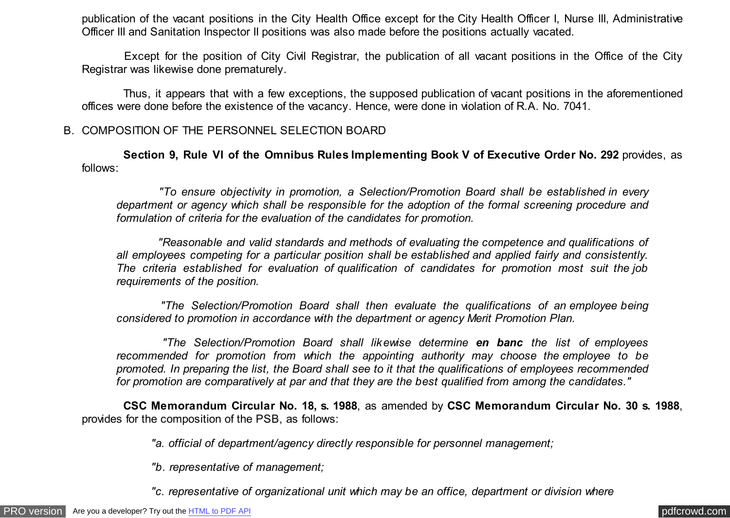publication of the vacant positions in the City Health Office except for the City Health Officer I, Nurse III, Administrative Officer III and Sanitation Inspector II positions was also made before the positions actually vacated.

Except for the position of City Civil Registrar, the publication of all vacant positions in the Office of the City Registrar was likewise done prematurely.

Thus, it appears that with a few exceptions, the supposed publication of vacant positions in the aforementioned offices were done before the existence of the vacancy. Hence, were done in violation of R.A. No. 7041.

B. COMPOSITION OF THE PERSONNEL SELECTION BOARD

**Section 9, Rule VI of the Omnibus Rules Implementing Book V of Executive Order No. 292** provides, as follows:

> *"To ensure objectivity in promotion, a Selection/Promotion Board shall be established in every department or agency which shall be responsible for the adoption of the formal screening procedure and formulation of criteria for the evaluation of the candidates for promotion.*
>
> *"Reasonable and valid standards and methods of evaluating the competence and qualifications of all employees competing for a particular position shall be established and applied fairly and consistently. The criteria established for evaluation of qualification of candidates for promotion most suit the job requirements of the position.*
>
> *"The Selection/Promotion Board shall then evaluate the qualifications of an employee being considered to promotion in accordance with the department or agency Merit Promotion Plan.*
>
> *"The Selection/Promotion Board shall likewise determine **en banc** the list of employees recommended for promotion from which the appointing authority may choose the employee to be promoted. In preparing the list, the Board shall see to it that the qualifications of employees recommended for promotion are comparatively at par and that they are the best qualified from among the candidates."*

**CSC Memorandum Circular No. 18, s. 1988**, as amended by **CSC Memorandum Circular No. 30 s. 1988**, provides for the composition of the PSB, as follows:

> *"a. official of department/agency directly responsible for personnel management;*
>
> *"b. representative of management;*
>
> *"c. representative of organizational unit which may be an office, department or division where*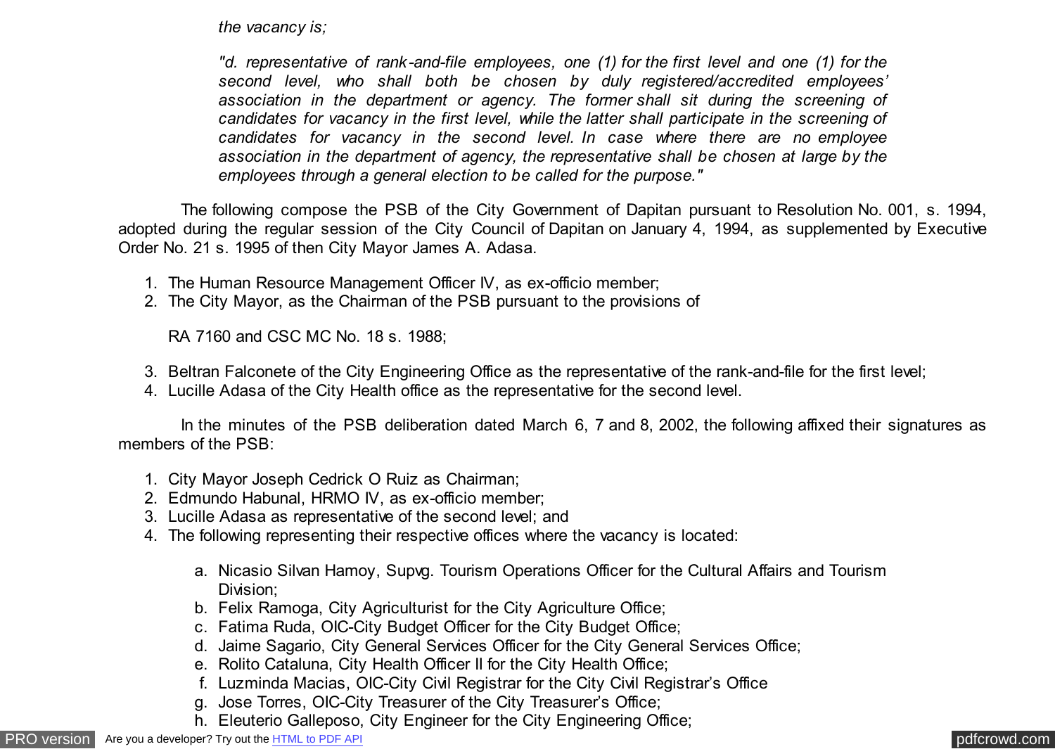*the vacancy is;*

*"d. representative of rank-and-file employees, one (1) for the first level and one (1) for the second level, who shall both be chosen by duly registered/accredited employees' association in the department or agency. The former shall sit during the screening of candidates for vacancy in the first level, while the latter shall participate in the screening of candidates for vacancy in the second level. In case where there are no employee association in the department of agency, the representative shall be chosen at large by the employees through a general election to be called for the purpose."*

The following compose the PSB of the City Government of Dapitan pursuant to Resolution No. 001, s. 1994, adopted during the regular session of the City Council of Dapitan on January 4, 1994, as supplemented by Executive Order No. 21 s. 1995 of then City Mayor James A. Adasa.

1. The Human Resource Management Officer IV, as ex-officio member;
2. The City Mayor, as the Chairman of the PSB pursuant to the provisions of

   RA 7160 and CSC MC No. 18 s. 1988;

3. Beltran Falconete of the City Engineering Office as the representative of the rank-and-file for the first level;
4. Lucille Adasa of the City Health office as the representative for the second level.

In the minutes of the PSB deliberation dated March 6, 7 and 8, 2002, the following affixed their signatures as members of the PSB:

1. City Mayor Joseph Cedrick O Ruiz as Chairman;
2. Edmundo Habunal, HRMO IV, as ex-officio member;
3. Lucille Adasa as representative of the second level; and
4. The following representing their respective offices where the vacancy is located:

   a. Nicasio Silvan Hamoy, Supvg. Tourism Operations Officer for the Cultural Affairs and Tourism Division;
   b. Felix Ramoga, City Agriculturist for the City Agriculture Office;
   c. Fatima Ruda, OIC-City Budget Officer for the City Budget Office;
   d. Jaime Sagario, City General Services Officer for the City General Services Office;
   e. Rolito Cataluna, City Health Officer II for the City Health Office;
   f. Luzminda Macias, OIC-City Civil Registrar for the City Civil Registrar's Office
   g. Jose Torres, OIC-City Treasurer of the City Treasurer's Office;
   h. Eleuterio Galleposo, City Engineer for the City Engineering Office;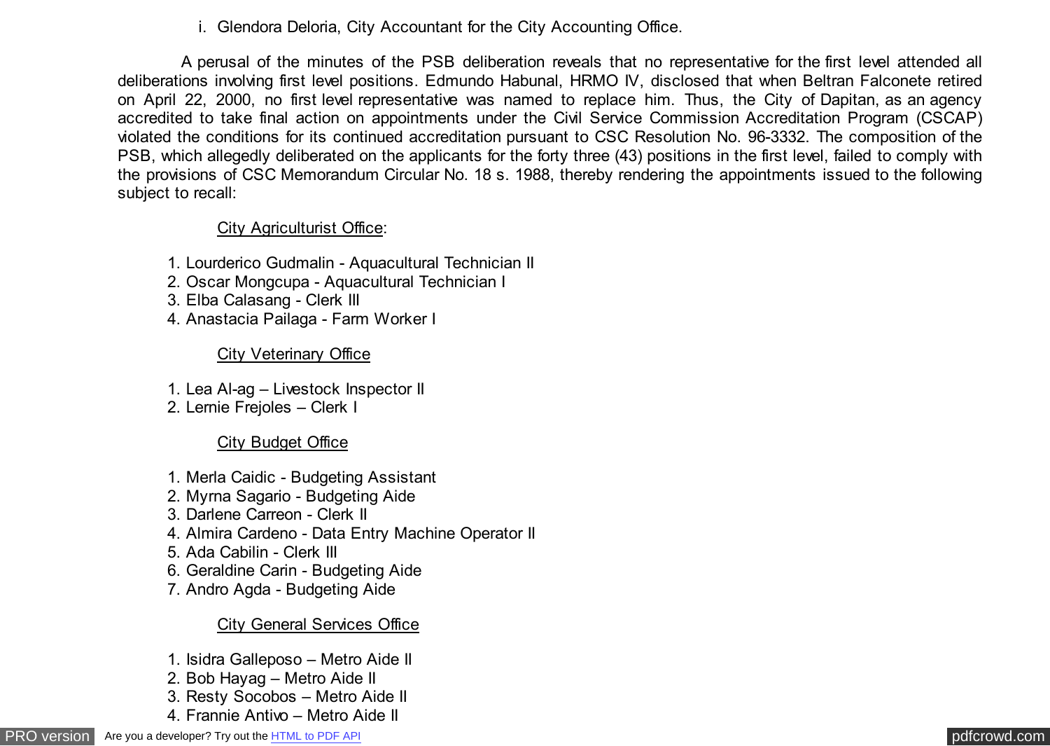i. Glendora Deloria, City Accountant for the City Accounting Office.

A perusal of the minutes of the PSB deliberation reveals that no representative for the first level attended all deliberations involving first level positions. Edmundo Habunal, HRMO IV, disclosed that when Beltran Falconete retired on April 22, 2000, no first level representative was named to replace him. Thus, the City of Dapitan, as an agency accredited to take final action on appointments under the Civil Service Commission Accreditation Program (CSCAP) violated the conditions for its continued accreditation pursuant to CSC Resolution No. 96-3332. The composition of the PSB, which allegedly deliberated on the applicants for the forty three (43) positions in the first level, failed to comply with the provisions of CSC Memorandum Circular No. 18 s. 1988, thereby rendering the appointments issued to the following subject to recall:

City Agriculturist Office:

1. Lourderico Gudmalin - Aquacultural Technician II
2. Oscar Mongcupa - Aquacultural Technician I
3. Elba Calasang - Clerk III
4. Anastacia Pailaga - Farm Worker I

City Veterinary Office

1. Lea Al-ag – Livestock Inspector II
2. Lernie Frejoles – Clerk I

City Budget Office

1. Merla Caidic - Budgeting Assistant
2. Myrna Sagario - Budgeting Aide
3. Darlene Carreon - Clerk II
4. Almira Cardeno - Data Entry Machine Operator II
5. Ada Cabilin - Clerk III
6. Geraldine Carin - Budgeting Aide
7. Andro Agda - Budgeting Aide

City General Services Office

1. Isidra Galleposo – Metro Aide II
2. Bob Hayag – Metro Aide II
3. Resty Socobos – Metro Aide II
4. Frannie Antivo – Metro Aide II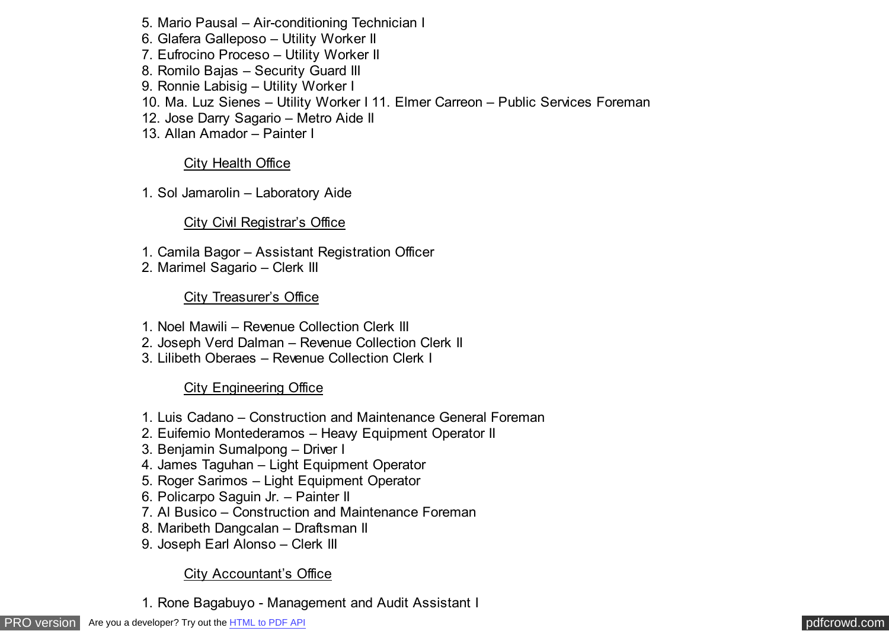5. Mario Pausal – Air-conditioning Technician I
6. Glafera Galleposo – Utility Worker II
7. Eufrocino Proceso – Utility Worker II
8. Romilo Bajas – Security Guard III
9. Ronnie Labisig – Utility Worker I
10. Ma. Luz Sienes – Utility Worker I 11. Elmer Carreon – Public Services Foreman
12. Jose Darry Sagario – Metro Aide II
13. Allan Amador – Painter I

City Health Office

1. Sol Jamarolin – Laboratory Aide

City Civil Registrar's Office

1. Camila Bagor – Assistant Registration Officer
2. Marimel Sagario – Clerk III

City Treasurer's Office

1. Noel Mawili – Revenue Collection Clerk III
2. Joseph Verd Dalman – Revenue Collection Clerk II
3. Lilibeth Oberaes – Revenue Collection Clerk I

City Engineering Office

1. Luis Cadano – Construction and Maintenance General Foreman
2. Euifemio Montederamos – Heavy Equipment Operator II
3. Benjamin Sumalpong – Driver I
4. James Taguhan – Light Equipment Operator
5. Roger Sarimos – Light Equipment Operator
6. Policarpo Saguin Jr. – Painter II
7. Al Busico – Construction and Maintenance Foreman
8. Maribeth Dangcalan – Draftsman II
9. Joseph Earl Alonso – Clerk III

City Accountant's Office

1. Rone Bagabuyo - Management and Audit Assistant I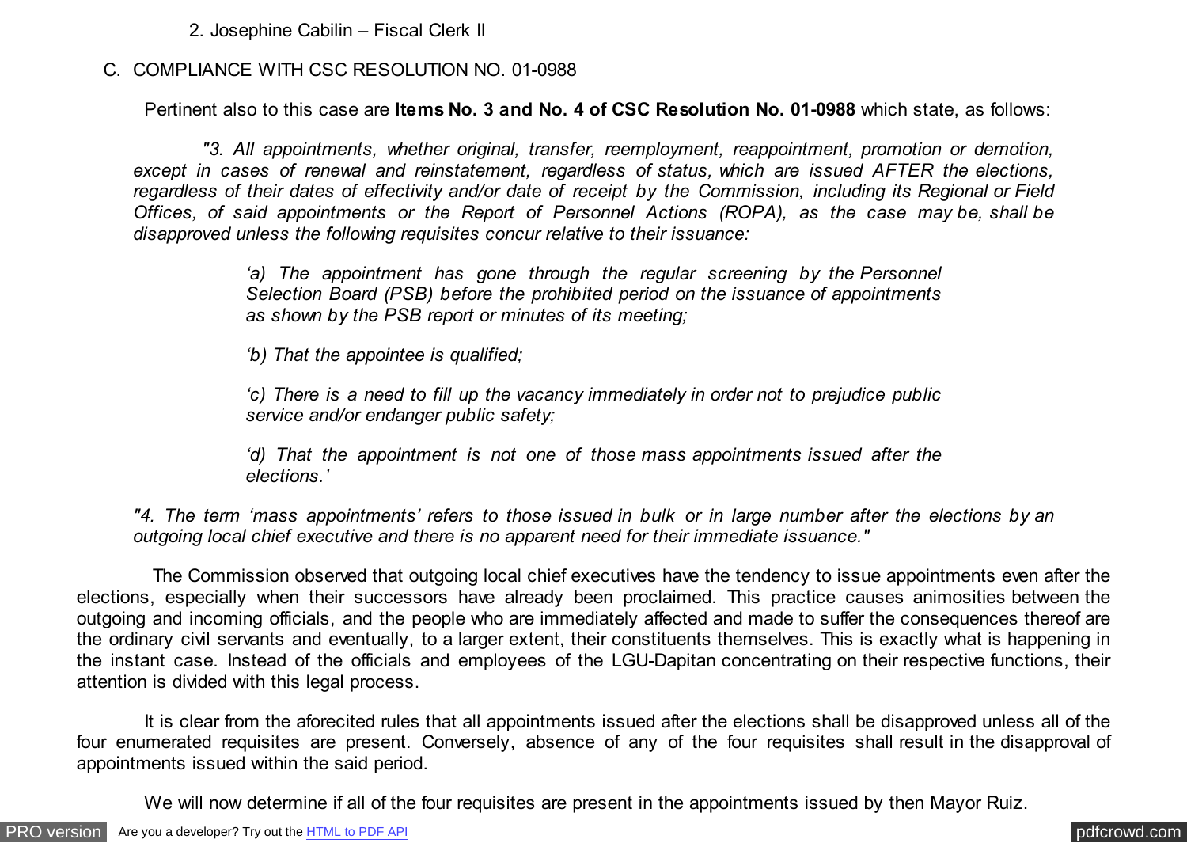2. Josephine Cabilin – Fiscal Clerk II

C. COMPLIANCE WITH CSC RESOLUTION NO. 01-0988

Pertinent also to this case are **Items No. 3 and No. 4 of CSC Resolution No. 01-0988** which state, as follows:

> *"3. All appointments, whether original, transfer, reemployment, reappointment, promotion or demotion, except in cases of renewal and reinstatement, regardless of status, which are issued AFTER the elections, regardless of their dates of effectivity and/or date of receipt by the Commission, including its Regional or Field Offices, of said appointments or the Report of Personnel Actions (ROPA), as the case may be, shall be disapproved unless the following requisites concur relative to their issuance:*
>
> > *'a) The appointment has gone through the regular screening by the Personnel Selection Board (PSB) before the prohibited period on the issuance of appointments as shown by the PSB report or minutes of its meeting;*
> >
> > *'b) That the appointee is qualified;*
> >
> > *'c) There is a need to fill up the vacancy immediately in order not to prejudice public service and/or endanger public safety;*
> >
> > *'d) That the appointment is not one of those mass appointments issued after the elections.'*
>
> *"4. The term 'mass appointments' refers to those issued in bulk or in large number after the elections by an outgoing local chief executive and there is no apparent need for their immediate issuance."*

The Commission observed that outgoing local chief executives have the tendency to issue appointments even after the elections, especially when their successors have already been proclaimed. This practice causes animosities between the outgoing and incoming officials, and the people who are immediately affected and made to suffer the consequences thereof are the ordinary civil servants and eventually, to a larger extent, their constituents themselves. This is exactly what is happening in the instant case. Instead of the officials and employees of the LGU-Dapitan concentrating on their respective functions, their attention is divided with this legal process.

It is clear from the aforecited rules that all appointments issued after the elections shall be disapproved unless all of the four enumerated requisites are present. Conversely, absence of any of the four requisites shall result in the disapproval of appointments issued within the said period.

We will now determine if all of the four requisites are present in the appointments issued by then Mayor Ruiz.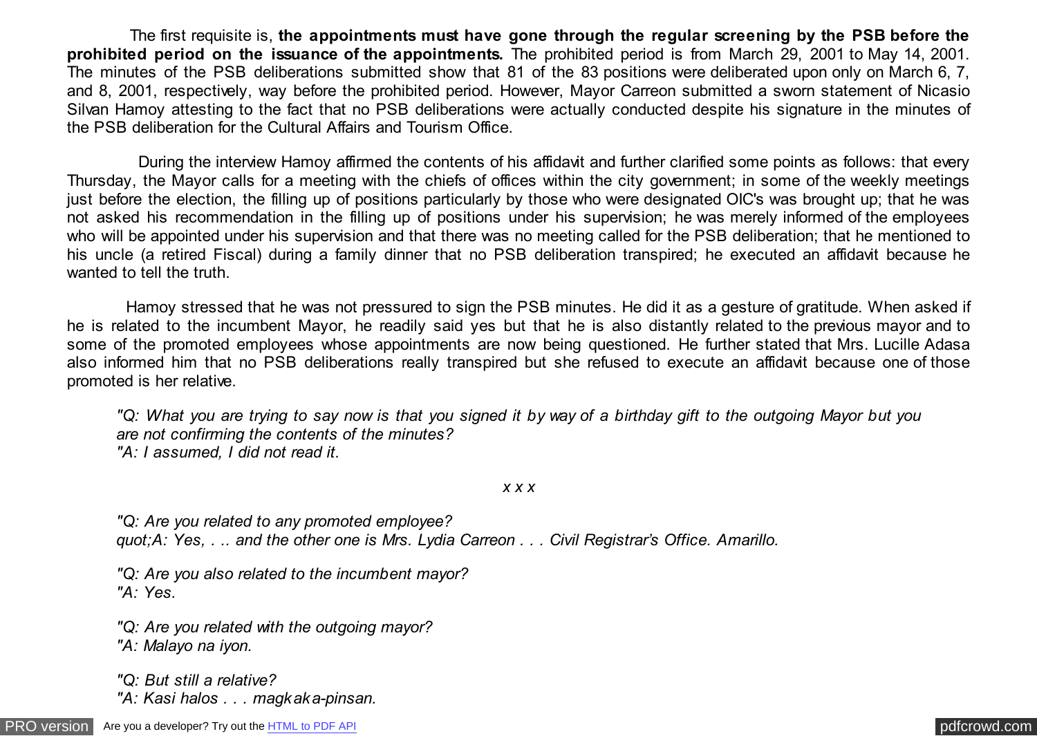The first requisite is, **the appointments must have gone through the regular screening by the PSB before the prohibited period on the issuance of the appointments.** The prohibited period is from March 29, 2001 to May 14, 2001. The minutes of the PSB deliberations submitted show that 81 of the 83 positions were deliberated upon only on March 6, 7, and 8, 2001, respectively, way before the prohibited period. However, Mayor Carreon submitted a sworn statement of Nicasio Silvan Hamoy attesting to the fact that no PSB deliberations were actually conducted despite his signature in the minutes of the PSB deliberation for the Cultural Affairs and Tourism Office.

During the interview Hamoy affirmed the contents of his affidavit and further clarified some points as follows: that every Thursday, the Mayor calls for a meeting with the chiefs of offices within the city government; in some of the weekly meetings just before the election, the filling up of positions particularly by those who were designated OIC's was brought up; that he was not asked his recommendation in the filling up of positions under his supervision; he was merely informed of the employees who will be appointed under his supervision and that there was no meeting called for the PSB deliberation; that he mentioned to his uncle (a retired Fiscal) during a family dinner that no PSB deliberation transpired; he executed an affidavit because he wanted to tell the truth.

Hamoy stressed that he was not pressured to sign the PSB minutes. He did it as a gesture of gratitude. When asked if he is related to the incumbent Mayor, he readily said yes but that he is also distantly related to the previous mayor and to some of the promoted employees whose appointments are now being questioned. He further stated that Mrs. Lucille Adasa also informed him that no PSB deliberations really transpired but she refused to execute an affidavit because one of those promoted is her relative.

> *"Q: What you are trying to say now is that you signed it by way of a birthday gift to the outgoing Mayor but you are not confirming the contents of the minutes?*
> *"A: I assumed, I did not read it.*
>
> *x x x*
>
> *"Q: Are you related to any promoted employee?*
> *quot;A: Yes, . . .. and the other one is Mrs. Lydia Carreon . . . Civil Registrar's Office. Amarillo.*
>
> *"Q: Are you also related to the incumbent mayor?*
> *"A: Yes.*
>
> *"Q: Are you related with the outgoing mayor?*
> *"A: Malayo na iyon.*
>
> *"Q: But still a relative?*
> *"A: Kasi halos . . . magkaka-pinsan.*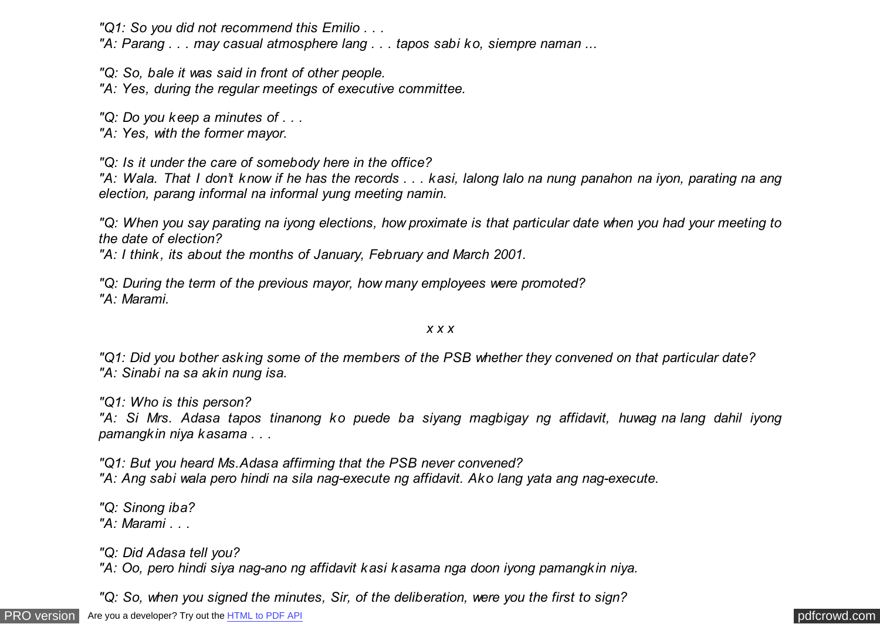*"Q1: So you did not recommend this Emilio . . .*
*"A: Parang . . . may casual atmosphere lang . . . tapos sabi ko, siempre naman ...*

*"Q: So, bale it was said in front of other people.*
*"A: Yes, during the regular meetings of executive committee.*

*"Q: Do you keep a minutes of . . .*
*"A: Yes, with the former mayor.*

*"Q: Is it under the care of somebody here in the office?*
*"A: Wala. That I don't know if he has the records . . . kasi, lalong lalo na nung panahon na iyon, parating na ang election, parang informal na informal yung meeting namin.*

*"Q: When you say parating na iyong elections, how proximate is that particular date when you had your meeting to the date of election?*
*"A: I think, its about the months of January, February and March 2001.*

*"Q: During the term of the previous mayor, how many employees were promoted?*
*"A: Marami.*

*x x x*

*"Q1: Did you bother asking some of the members of the PSB whether they convened on that particular date?*
*"A: Sinabi na sa akin nung isa.*

*"Q1: Who is this person?*
*"A: Si Mrs. Adasa tapos tinanong ko puede ba siyang magbigay ng affidavit, huwag na lang dahil iyong pamangkin niya kasama . . .*

*"Q1: But you heard Ms.Adasa affirming that the PSB never convened?*
*"A: Ang sabi wala pero hindi na sila nag-execute ng affidavit. Ako lang yata ang nag-execute.*

*"Q: Sinong iba?*
*"A: Marami . . .*

*"Q: Did Adasa tell you?*
*"A: Oo, pero hindi siya nag-ano ng affidavit kasi kasama nga doon iyong pamangkin niya.*

*"Q: So, when you signed the minutes, Sir, of the deliberation, were you the first to sign?*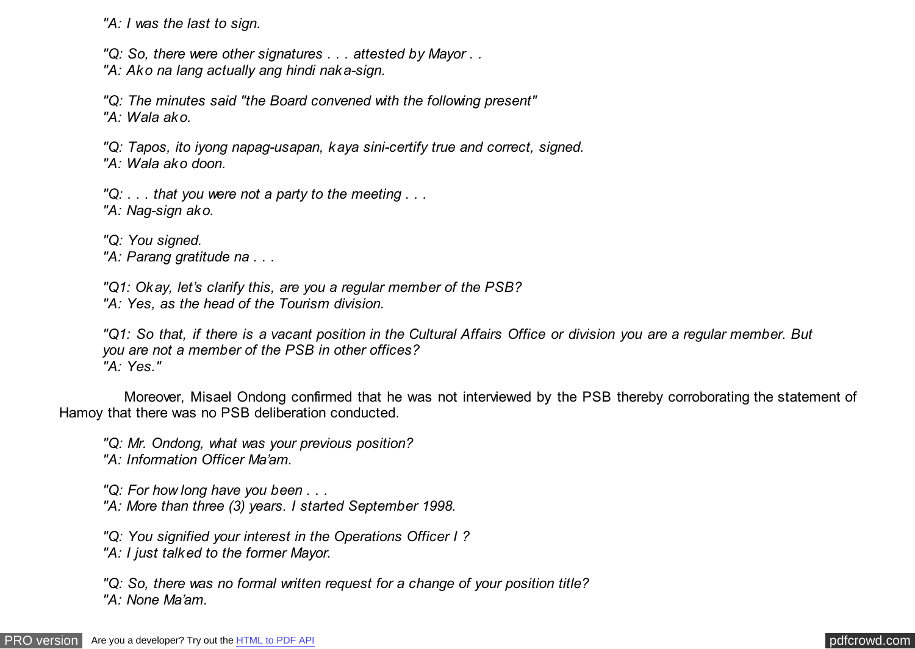*"A: I was the last to sign.*

*"Q: So, there were other signatures . . . attested by Mayor . .*
*"A: Ako na lang actually ang hindi naka-sign.*

*"Q: The minutes said "the Board convened with the following present"*
*"A: Wala ako.*

*"Q: Tapos, ito iyong napag-usapan, kaya sini-certify true and correct, signed.*
*"A: Wala ako doon.*

*"Q: . . . that you were not a party to the meeting . . .*
*"A: Nag-sign ako.*

*"Q: You signed.*
*"A: Parang gratitude na . . .*

*"Q1: Okay, let's clarify this, are you a regular member of the PSB?*
*"A: Yes, as the head of the Tourism division.*

*"Q1: So that, if there is a vacant position in the Cultural Affairs Office or division you are a regular member. But you are not a member of the PSB in other offices?*
*"A: Yes."*

Moreover, Misael Ondong confirmed that he was not interviewed by the PSB thereby corroborating the statement of Hamoy that there was no PSB deliberation conducted.

*"Q: Mr. Ondong, what was your previous position?*
*"A: Information Officer Ma'am.*

*"Q: For how long have you been . . .*
*"A: More than three (3) years. I started September 1998.*

*"Q: You signified your interest in the Operations Officer I ?*
*"A: I just talked to the former Mayor.*

*"Q: So, there was no formal written request for a change of your position title?*
*"A: None Ma'am.*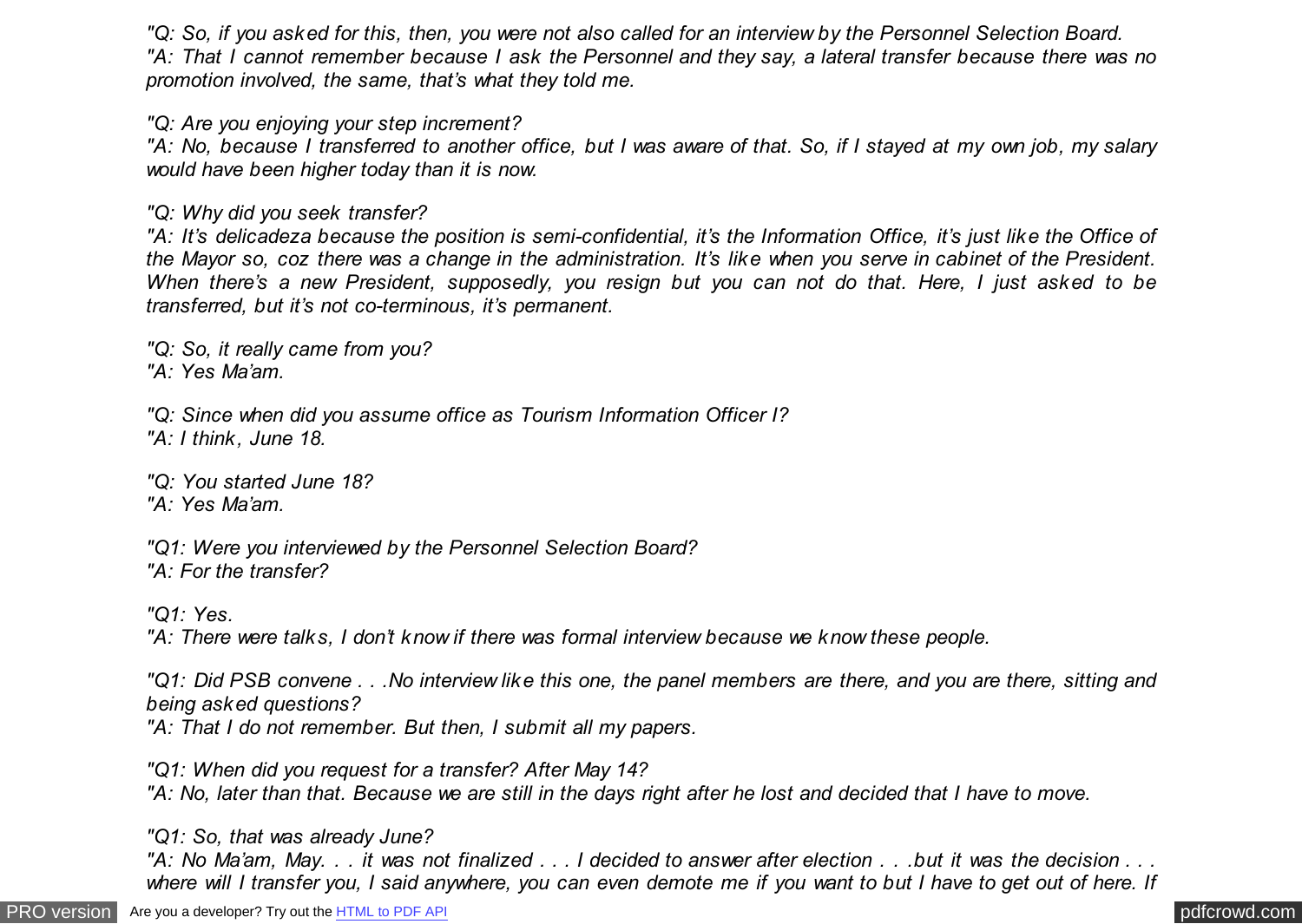*"Q: So, if you asked for this, then, you were not also called for an interview by the Personnel Selection Board.*
*"A: That I cannot remember because I ask the Personnel and they say, a lateral transfer because there was no promotion involved, the same, that's what they told me.*

*"Q: Are you enjoying your step increment?*
*"A: No, because I transferred to another office, but I was aware of that. So, if I stayed at my own job, my salary would have been higher today than it is now.*

*"Q: Why did you seek transfer?*
*"A: It's delicadeza because the position is semi-confidential, it's the Information Office, it's just like the Office of the Mayor so, coz there was a change in the administration. It's like when you serve in cabinet of the President. When there's a new President, supposedly, you resign but you can not do that. Here, I just asked to be transferred, but it's not co-terminous, it's permanent.*

*"Q: So, it really came from you?*
*"A: Yes Ma'am.*

*"Q: Since when did you assume office as Tourism Information Officer I?*
*"A: I think, June 18.*

*"Q: You started June 18?*
*"A: Yes Ma'am.*

*"Q1: Were you interviewed by the Personnel Selection Board?*
*"A: For the transfer?*

*"Q1: Yes.*
*"A: There were talks, I don't know if there was formal interview because we know these people.*

*"Q1: Did PSB convene . . .No interview like this one, the panel members are there, and you are there, sitting and being asked questions?*
*"A: That I do not remember. But then, I submit all my papers.*

*"Q1: When did you request for a transfer? After May 14?*
*"A: No, later than that. Because we are still in the days right after he lost and decided that I have to move.*

*"Q1: So, that was already June?*
*"A: No Ma'am, May. . . it was not finalized . . . I decided to answer after election . . .but it was the decision . . . where will I transfer you, I said anywhere, you can even demote me if you want to but I have to get out of here. If*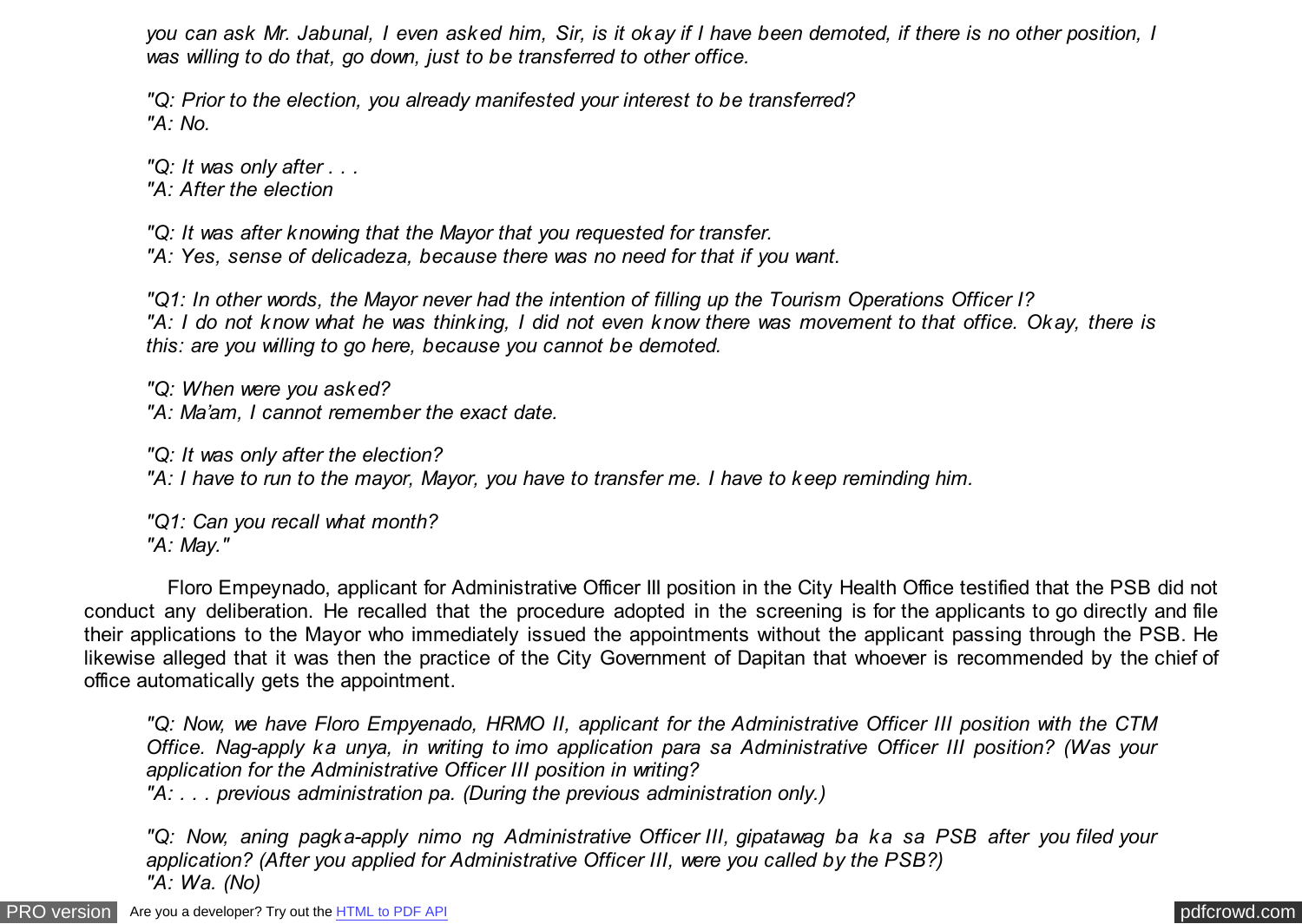*you can ask Mr. Jabunal, I even asked him, Sir, is it okay if I have been demoted, if there is no other position, I was willing to do that, go down, just to be transferred to other office.*

*"Q: Prior to the election, you already manifested your interest to be transferred?*
*"A: No.*

*"Q: It was only after . . .*
*"A: After the election*

*"Q: It was after knowing that the Mayor that you requested for transfer.*
*"A: Yes, sense of delicadeza, because there was no need for that if you want.*

*"Q1: In other words, the Mayor never had the intention of filling up the Tourism Operations Officer I?*
*"A: I do not know what he was thinking, I did not even know there was movement to that office. Okay, there is this: are you willing to go here, because you cannot be demoted.*

*"Q: When were you asked?*
*"A: Ma'am, I cannot remember the exact date.*

*"Q: It was only after the election?*
*"A: I have to run to the mayor, Mayor, you have to transfer me. I have to keep reminding him.*

*"Q1: Can you recall what month?*
*"A: May."*

Floro Empeynado, applicant for Administrative Officer III position in the City Health Office testified that the PSB did not conduct any deliberation. He recalled that the procedure adopted in the screening is for the applicants to go directly and file their applications to the Mayor who immediately issued the appointments without the applicant passing through the PSB. He likewise alleged that it was then the practice of the City Government of Dapitan that whoever is recommended by the chief of office automatically gets the appointment.

*"Q: Now, we have Floro Empyenado, HRMO II, applicant for the Administrative Officer III position with the CTM Office. Nag-apply ka unya, in writing to imo application para sa Administrative Officer III position? (Was your application for the Administrative Officer III position in writing?*
*"A: . . . previous administration pa. (During the previous administration only.)*

*"Q: Now, aning pagka-apply nimo ng Administrative Officer III, gipatawag ba ka sa PSB after you filed your application? (After you applied for Administrative Officer III, were you called by the PSB?)*
*"A: Wa. (No)*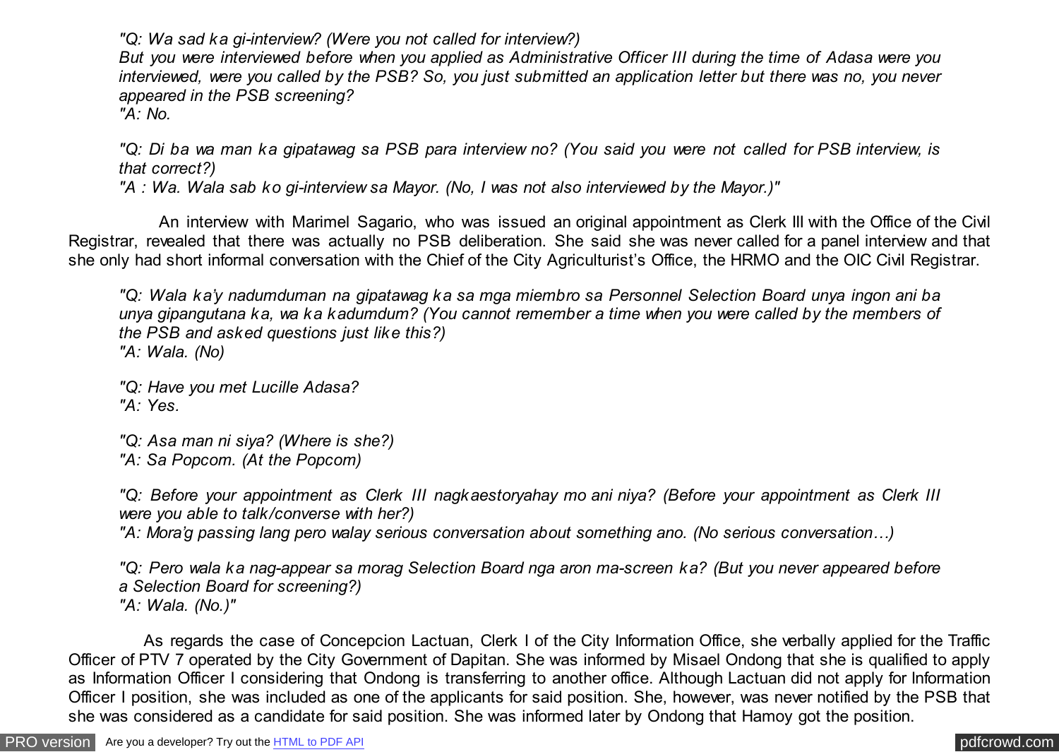*"Q: Wa sad ka gi-interview? (Were you not called for interview?)*
*But you were interviewed before when you applied as Administrative Officer III during the time of Adasa were you interviewed, were you called by the PSB? So, you just submitted an application letter but there was no, you never appeared in the PSB screening?*
*"A: No.*

*"Q: Di ba wa man ka gipatawag sa PSB para interview no? (You said you were not called for PSB interview, is that correct?)*
*"A : Wa. Wala sab ko gi-interview sa Mayor. (No, I was not also interviewed by the Mayor.)"*

An interview with Marimel Sagario, who was issued an original appointment as Clerk III with the Office of the Civil Registrar, revealed that there was actually no PSB deliberation. She said she was never called for a panel interview and that she only had short informal conversation with the Chief of the City Agriculturist's Office, the HRMO and the OIC Civil Registrar.

*"Q: Wala ka'y nadumduman na gipatawag ka sa mga miembro sa Personnel Selection Board unya ingon ani ba unya gipangutana ka, wa ka kadumdum? (You cannot remember a time when you were called by the members of the PSB and asked questions just like this?)*
*"A: Wala. (No)*

*"Q: Have you met Lucille Adasa?*
*"A: Yes.*

*"Q: Asa man ni siya? (Where is she?)*
*"A: Sa Popcom. (At the Popcom)*

*"Q: Before your appointment as Clerk III nagkaestoryahay mo ani niya? (Before your appointment as Clerk III were you able to talk/converse with her?)*
*"A: Mora'g passing lang pero walay serious conversation about something ano. (No serious conversation…)*

*"Q: Pero wala ka nag-appear sa morag Selection Board nga aron ma-screen ka? (But you never appeared before a Selection Board for screening?)*
*"A: Wala. (No.)"*

As regards the case of Concepcion Lactuan, Clerk I of the City Information Office, she verbally applied for the Traffic Officer of PTV 7 operated by the City Government of Dapitan. She was informed by Misael Ondong that she is qualified to apply as Information Officer I considering that Ondong is transferring to another office. Although Lactuan did not apply for Information Officer I position, she was included as one of the applicants for said position. She, however, was never notified by the PSB that she was considered as a candidate for said position. She was informed later by Ondong that Hamoy got the position.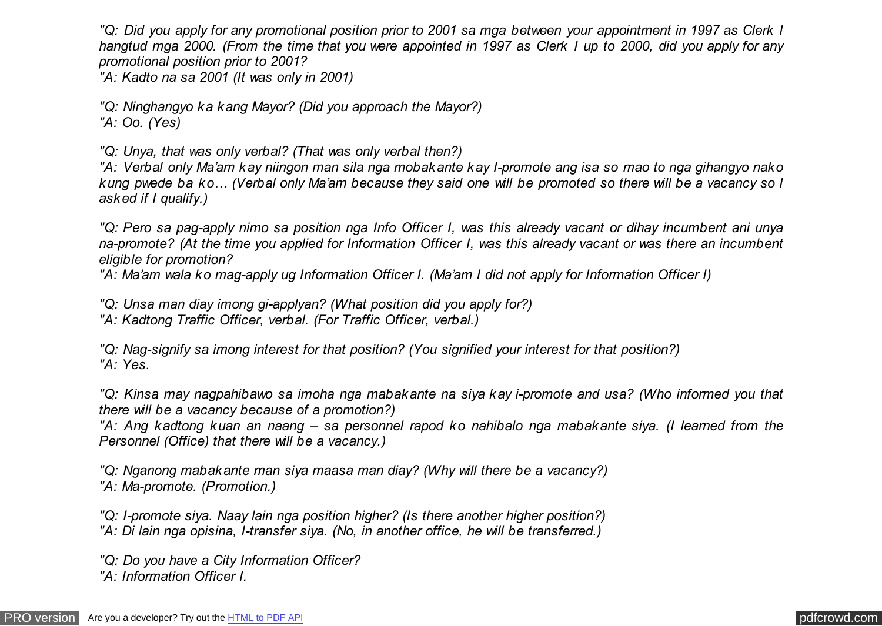*"Q: Did you apply for any promotional position prior to 2001 sa mga between your appointment in 1997 as Clerk I hangtud mga 2000. (From the time that you were appointed in 1997 as Clerk I up to 2000, did you apply for any promotional position prior to 2001?*
*"A: Kadto na sa 2001 (It was only in 2001)*

*"Q: Ninghangyo ka kang Mayor? (Did you approach the Mayor?)*
*"A: Oo. (Yes)*

*"Q: Unya, that was only verbal? (That was only verbal then?)*
*"A: Verbal only Ma'am kay niingon man sila nga mobakante kay I-promote ang isa so mao to nga gihangyo nako kung pwede ba ko… (Verbal only Ma'am because they said one will be promoted so there will be a vacancy so I asked if I qualify.)*

*"Q: Pero sa pag-apply nimo sa position nga Info Officer I, was this already vacant or dihay incumbent ani unya na-promote? (At the time you applied for Information Officer I, was this already vacant or was there an incumbent eligible for promotion?*
*"A: Ma'am wala ko mag-apply ug Information Officer I. (Ma'am I did not apply for Information Officer I)*

*"Q: Unsa man diay imong gi-applyan? (What position did you apply for?)*
*"A: Kadtong Traffic Officer, verbal. (For Traffic Officer, verbal.)*

*"Q: Nag-signify sa imong interest for that position? (You signified your interest for that position?)*
*"A: Yes.*

*"Q: Kinsa may nagpahibawo sa imoha nga mabakante na siya kay i-promote and usa? (Who informed you that there will be a vacancy because of a promotion?)*
*"A: Ang kadtong kuan an naang – sa personnel rapod ko nahibalo nga mabakante siya. (I learned from the Personnel (Office) that there will be a vacancy.)*

*"Q: Nganong mabakante man siya maasa man diay? (Why will there be a vacancy?)*
*"A: Ma-promote. (Promotion.)*

*"Q: I-promote siya. Naay lain nga position higher? (Is there another higher position?)*
*"A: Di lain nga opisina, I-transfer siya. (No, in another office, he will be transferred.)*

*"Q: Do you have a City Information Officer?*
*"A: Information Officer I.*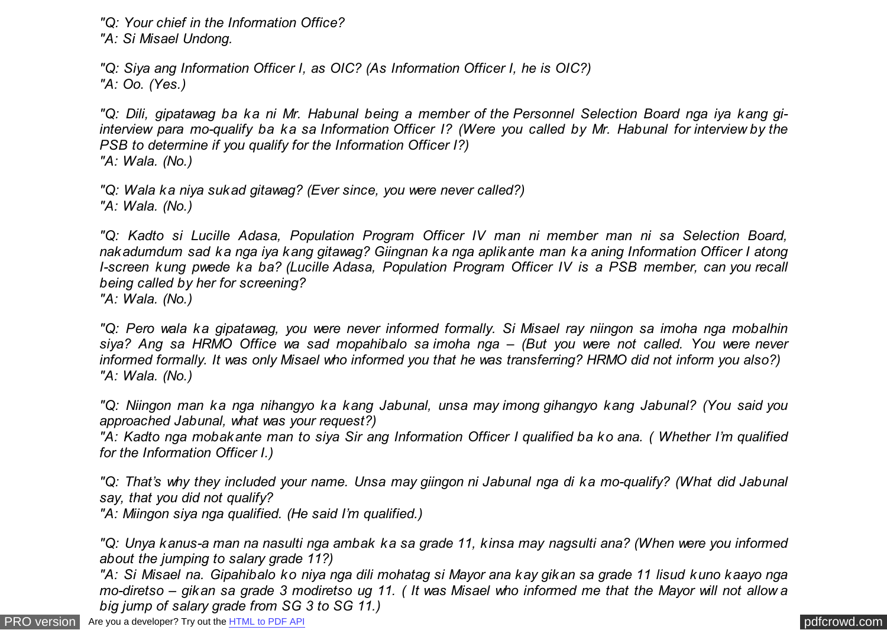*"Q: Your chief in the Information Office?*
*"A: Si Misael Undong.*

*"Q: Siya ang Information Officer I, as OIC? (As Information Officer I, he is OIC?)*
*"A: Oo. (Yes.)*

*"Q: Dili, gipatawag ba ka ni Mr. Habunal being a member of the Personnel Selection Board nga iya kang gi-interview para mo-qualify ba ka sa Information Officer I? (Were you called by Mr. Habunal for interview by the PSB to determine if you qualify for the Information Officer I?)*
*"A: Wala. (No.)*

*"Q: Wala ka niya sukad gitawag? (Ever since, you were never called?)*
*"A: Wala. (No.)*

*"Q: Kadto si Lucille Adasa, Population Program Officer IV man ni member man ni sa Selection Board, nakadumdum sad ka nga iya kang gitawag? Giingnan ka nga aplikante man ka aning Information Officer I atong I-screen kung pwede ka ba? (Lucille Adasa, Population Program Officer IV is a PSB member, can you recall being called by her for screening?*
*"A: Wala. (No.)*

*"Q: Pero wala ka gipatawag, you were never informed formally. Si Misael ray niingon sa imoha nga mobalhin siya? Ang sa HRMO Office wa sad mopahibalo sa imoha nga – (But you were not called. You were never informed formally. It was only Misael who informed you that he was transferring? HRMO did not inform you also?)*
*"A: Wala. (No.)*

*"Q: Niingon man ka nga nihangyo ka kang Jabunal, unsa may imong gihangyo kang Jabunal? (You said you approached Jabunal, what was your request?)*
*"A: Kadto nga mobakante man to siya Sir ang Information Officer I qualified ba ko ana. ( Whether I'm qualified for the Information Officer I.)*

*"Q: That's why they included your name. Unsa may giingon ni Jabunal nga di ka mo-qualify? (What did Jabunal say, that you did not qualify?*
*"A: Miingon siya nga qualified. (He said I'm qualified.)*

*"Q: Unya kanus-a man na nasulti nga ambak ka sa grade 11, kinsa may nagsulti ana? (When were you informed about the jumping to salary grade 11?)*
*"A: Si Misael na. Gipahibalo ko niya nga dili mohatag si Mayor ana kay gikan sa grade 11 lisud kuno kaayo nga mo-diretso – gikan sa grade 3 modiretso ug 11. ( It was Misael who informed me that the Mayor will not allow a big jump of salary grade from SG 3 to SG 11.)*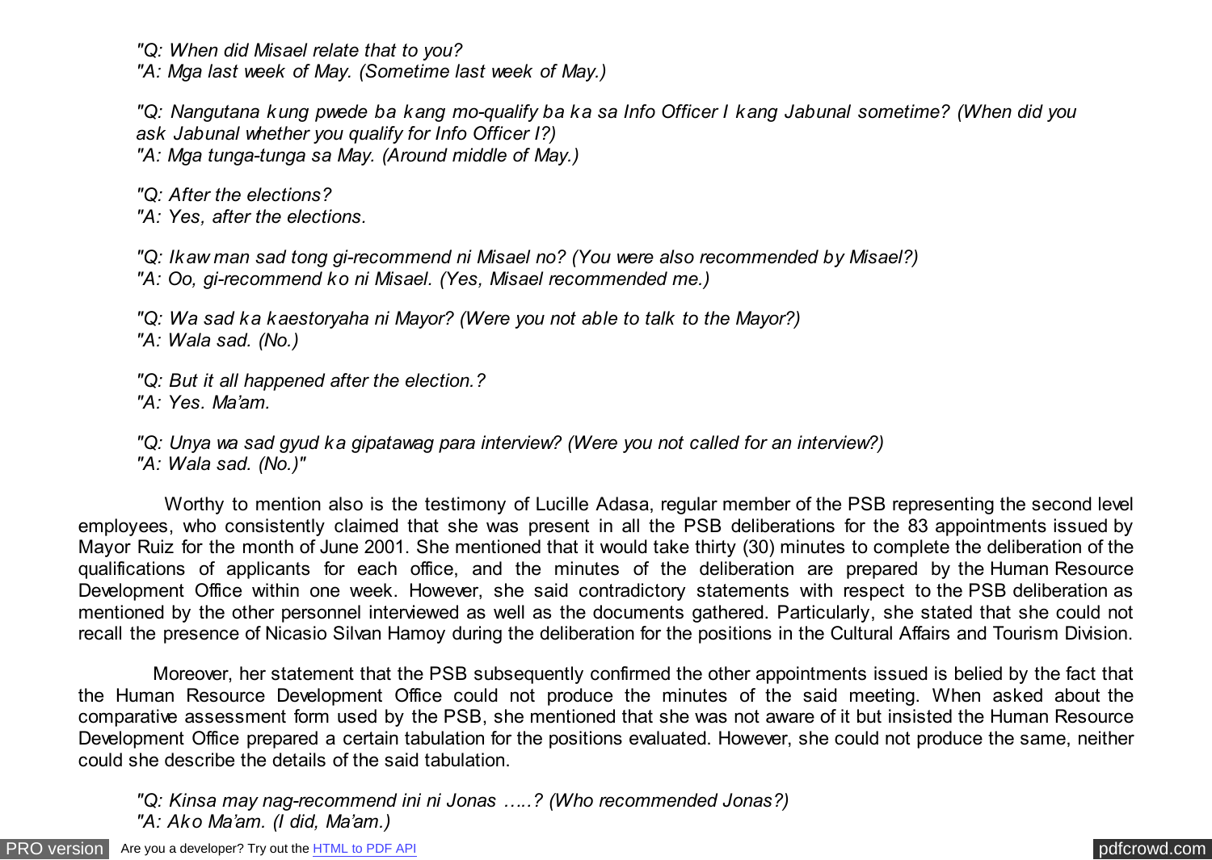*"Q: When did Misael relate that to you?*
*"A: Mga last week of May. (Sometime last week of May.)*

*"Q: Nangutana kung pwede ba kang mo-qualify ba ka sa Info Officer I kang Jabunal sometime? (When did you ask Jabunal whether you qualify for Info Officer I?)*
*"A: Mga tunga-tunga sa May. (Around middle of May.)*

*"Q: After the elections?*
*"A: Yes, after the elections.*

*"Q: Ikaw man sad tong gi-recommend ni Misael no? (You were also recommended by Misael?)*
*"A: Oo, gi-recommend ko ni Misael. (Yes, Misael recommended me.)*

*"Q: Wa sad ka kaestoryaha ni Mayor? (Were you not able to talk to the Mayor?)*
*"A: Wala sad. (No.)*

*"Q: But it all happened after the election.?*
*"A: Yes. Ma'am.*

*"Q: Unya wa sad gyud ka gipatawag para interview? (Were you not called for an interview?)*
*"A: Wala sad. (No.)"*

Worthy to mention also is the testimony of Lucille Adasa, regular member of the PSB representing the second level employees, who consistently claimed that she was present in all the PSB deliberations for the 83 appointments issued by Mayor Ruiz for the month of June 2001. She mentioned that it would take thirty (30) minutes to complete the deliberation of the qualifications of applicants for each office, and the minutes of the deliberation are prepared by the Human Resource Development Office within one week. However, she said contradictory statements with respect to the PSB deliberation as mentioned by the other personnel interviewed as well as the documents gathered. Particularly, she stated that she could not recall the presence of Nicasio Silvan Hamoy during the deliberation for the positions in the Cultural Affairs and Tourism Division.

Moreover, her statement that the PSB subsequently confirmed the other appointments issued is belied by the fact that the Human Resource Development Office could not produce the minutes of the said meeting. When asked about the comparative assessment form used by the PSB, she mentioned that she was not aware of it but insisted the Human Resource Development Office prepared a certain tabulation for the positions evaluated. However, she could not produce the same, neither could she describe the details of the said tabulation.

*"Q: Kinsa may nag-recommend ini ni Jonas …..? (Who recommended Jonas?)*
*"A: Ako Ma'am. (I did, Ma'am.)*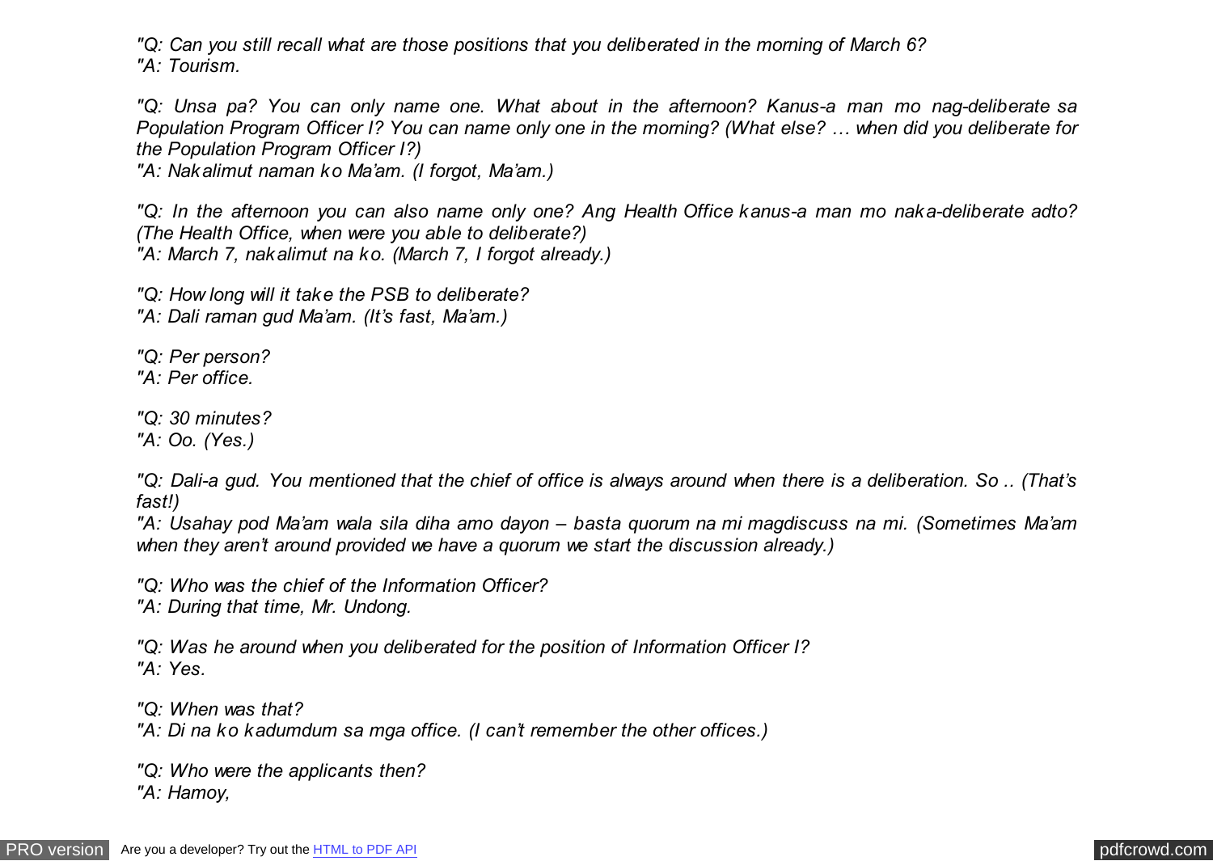*"Q: Can you still recall what are those positions that you deliberated in the morning of March 6?*
*"A: Tourism.*

*"Q: Unsa pa? You can only name one. What about in the afternoon? Kanus-a man mo nag-deliberate sa Population Program Officer I? You can name only one in the morning? (What else? … when did you deliberate for the Population Program Officer I?)*
*"A: Nakalimut naman ko Ma'am. (I forgot, Ma'am.)*

*"Q: In the afternoon you can also name only one? Ang Health Office kanus-a man mo naka-deliberate adto? (The Health Office, when were you able to deliberate?)*
*"A: March 7, nakalimut na ko. (March 7, I forgot already.)*

*"Q: How long will it take the PSB to deliberate?*
*"A: Dali raman gud Ma'am. (It's fast, Ma'am.)*

*"Q: Per person?*
*"A: Per office.*

*"Q: 30 minutes?*
*"A: Oo. (Yes.)*

*"Q: Dali-a gud. You mentioned that the chief of office is always around when there is a deliberation. So .. (That's fast!)*
*"A: Usahay pod Ma'am wala sila diha amo dayon – basta quorum na mi magdiscuss na mi. (Sometimes Ma'am when they aren't around provided we have a quorum we start the discussion already.)*

*"Q: Who was the chief of the Information Officer?*
*"A: During that time, Mr. Undong.*

*"Q: Was he around when you deliberated for the position of Information Officer I?*
*"A: Yes.*

*"Q: When was that?*
*"A: Di na ko kadumdum sa mga office. (I can't remember the other offices.)*

*"Q: Who were the applicants then?*
*"A: Hamoy,*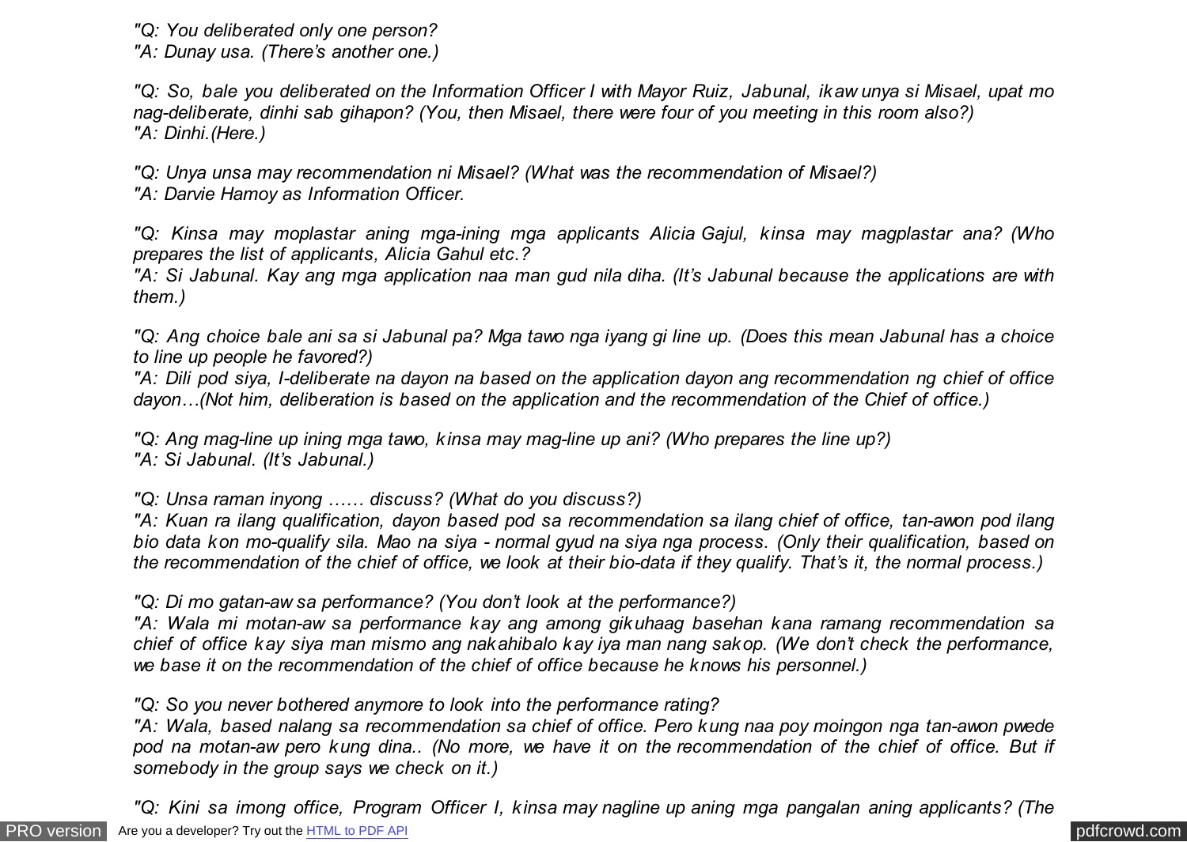*"Q: You deliberated only one person?*
*"A: Dunay usa. (There's another one.)*

*"Q: So, bale you deliberated on the Information Officer I with Mayor Ruiz, Jabunal, ikaw unya si Misael, upat mo nag-deliberate, dinhi sab gihapon? (You, then Misael, there were four of you meeting in this room also?)*
*"A: Dinhi.(Here.)*

*"Q: Unya unsa may recommendation ni Misael? (What was the recommendation of Misael?)*
*"A: Darvie Hamoy as Information Officer.*

*"Q: Kinsa may moplastar aning mga-ining mga applicants Alicia Gajul, kinsa may magplastar ana? (Who prepares the list of applicants, Alicia Gahul etc.?*
*"A: Si Jabunal. Kay ang mga application naa man gud nila diha. (It's Jabunal because the applications are with them.)*

*"Q: Ang choice bale ani sa si Jabunal pa? Mga tawo nga iyang gi line up. (Does this mean Jabunal has a choice to line up people he favored?)*
*"A: Dili pod siya, I-deliberate na dayon na based on the application dayon ang recommendation ng chief of office dayon…(Not him, deliberation is based on the application and the recommendation of the Chief of office.)*

*"Q: Ang mag-line up ining mga tawo, kinsa may mag-line up ani? (Who prepares the line up?)*
*"A: Si Jabunal. (It's Jabunal.)*

*"Q: Unsa raman inyong …… discuss? (What do you discuss?)*
*"A: Kuan ra ilang qualification, dayon based pod sa recommendation sa ilang chief of office, tan-awon pod ilang bio data kon mo-qualify sila. Mao na siya - normal gyud na siya nga process. (Only their qualification, based on the recommendation of the chief of office, we look at their bio-data if they qualify. That's it, the normal process.)*

*"Q: Di mo gatan-aw sa performance? (You don't look at the performance?)*
*"A: Wala mi motan-aw sa performance kay ang among gikuhaag basehan kana ramang recommendation sa chief of office kay siya man mismo ang nakahibalo kay iya man nang sakop. (We don't check the performance, we base it on the recommendation of the chief of office because he knows his personnel.)*

*"Q: So you never bothered anymore to look into the performance rating?*
*"A: Wala, based nalang sa recommendation sa chief of office. Pero kung naa poy moingon nga tan-awon pwede pod na motan-aw pero kung dina.. (No more, we have it on the recommendation of the chief of office. But if somebody in the group says we check on it.)*

*"Q: Kini sa imong office, Program Officer I, kinsa may nagline up aning mga pangalan aning applicants? (The*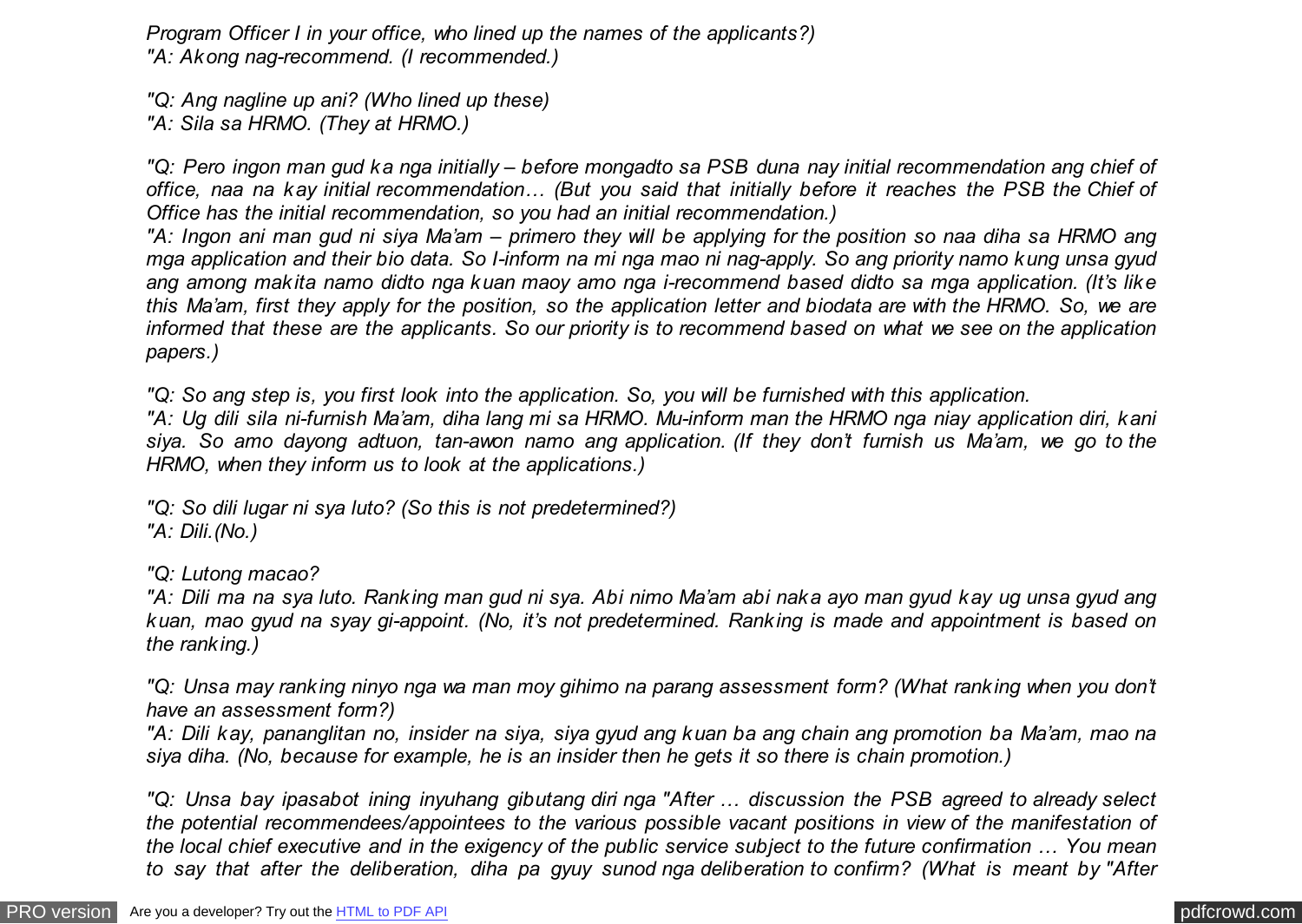*Program Officer I in your office, who lined up the names of the applicants?)*
*"A: Akong nag-recommend. (I recommended.)*

*"Q: Ang nagline up ani? (Who lined up these)*
*"A: Sila sa HRMO. (They at HRMO.)*

*"Q: Pero ingon man gud ka nga initially – before mongadto sa PSB duna nay initial recommendation ang chief of office, naa na kay initial recommendation… (But you said that initially before it reaches the PSB the Chief of Office has the initial recommendation, so you had an initial recommendation.)*
*"A: Ingon ani man gud ni siya Ma'am – primero they will be applying for the position so naa diha sa HRMO ang mga application and their bio data. So I-inform na mi nga mao ni nag-apply. So ang priority namo kung unsa gyud ang among makita namo didto nga kuan maoy amo nga i-recommend based didto sa mga application. (It's like this Ma'am, first they apply for the position, so the application letter and biodata are with the HRMO. So, we are informed that these are the applicants. So our priority is to recommend based on what we see on the application papers.)*

*"Q: So ang step is, you first look into the application. So, you will be furnished with this application.*
*"A: Ug dili sila ni-furnish Ma'am, diha lang mi sa HRMO. Mu-inform man the HRMO nga niay application diri, kani siya. So amo dayong adtuon, tan-awon namo ang application. (If they don't furnish us Ma'am, we go to the HRMO, when they inform us to look at the applications.)*

*"Q: So dili lugar ni sya luto? (So this is not predetermined?)*
*"A: Dili.(No.)*

*"Q: Lutong macao?*
*"A: Dili ma na sya luto. Ranking man gud ni sya. Abi nimo Ma'am abi naka ayo man gyud kay ug unsa gyud ang kuan, mao gyud na syay gi-appoint. (No, it's not predetermined. Ranking is made and appointment is based on the ranking.)*

*"Q: Unsa may ranking ninyo nga wa man moy gihimo na parang assessment form? (What ranking when you don't have an assessment form?)*
*"A: Dili kay, pananglitan no, insider na siya, siya gyud ang kuan ba ang chain ang promotion ba Ma'am, mao na siya diha. (No, because for example, he is an insider then he gets it so there is chain promotion.)*

*"Q: Unsa bay ipasabot ining inyuhang gibutang diri nga "After … discussion the PSB agreed to already select the potential recommendees/appointees to the various possible vacant positions in view of the manifestation of the local chief executive and in the exigency of the public service subject to the future confirmation … You mean to say that after the deliberation, diha pa gyuy sunod nga deliberation to confirm? (What is meant by "After*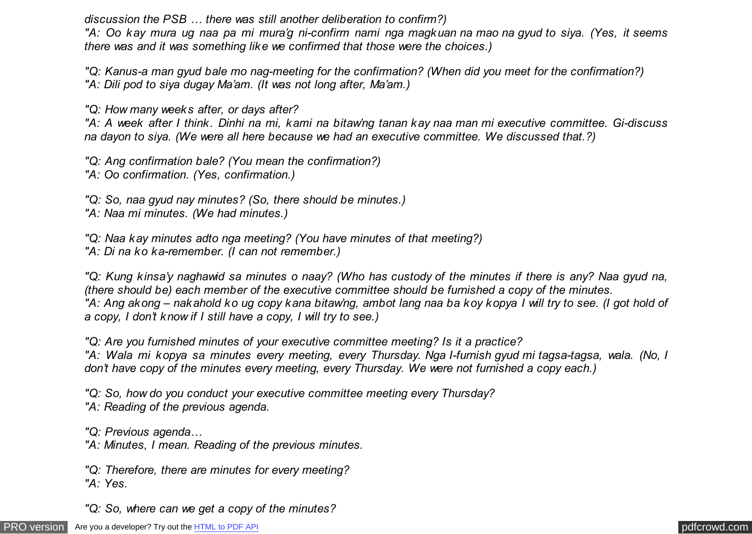*discussion the PSB … there was still another deliberation to confirm?)*
*"A: Oo kay mura ug naa pa mi mura'g ni-confirm nami nga magkuan na mao na gyud to siya. (Yes, it seems there was and it was something like we confirmed that those were the choices.)*

*"Q: Kanus-a man gyud bale mo nag-meeting for the confirmation? (When did you meet for the confirmation?)*
*"A: Dili pod to siya dugay Ma'am. (It was not long after, Ma'am.)*

*"Q: How many weeks after, or days after?*
*"A: A week after I think. Dinhi na mi, kami na bitaw'ng tanan kay naa man mi executive committee. Gi-discuss na dayon to siya. (We were all here because we had an executive committee. We discussed that.?)*

*"Q: Ang confirmation bale? (You mean the confirmation?)*
*"A: Oo confirmation. (Yes, confirmation.)*

*"Q: So, naa gyud nay minutes? (So, there should be minutes.)*
*"A: Naa mi minutes. (We had minutes.)*

*"Q: Naa kay minutes adto nga meeting? (You have minutes of that meeting?)*
*"A: Di na ko ka-remember. (I can not remember.)*

*"Q: Kung kinsa'y naghawid sa minutes o naay? (Who has custody of the minutes if there is any? Naa gyud na, (there should be) each member of the executive committee should be furnished a copy of the minutes.*
*"A: Ang akong – nakahold ko ug copy kana bitaw'ng, ambot lang naa ba koy kopya I will try to see. (I got hold of a copy, I don't know if I still have a copy, I will try to see.)*

*"Q: Are you furnished minutes of your executive committee meeting? Is it a practice?*
*"A: Wala mi kopya sa minutes every meeting, every Thursday. Nga I-furnish gyud mi tagsa-tagsa, wala. (No, I don't have copy of the minutes every meeting, every Thursday. We were not furnished a copy each.)*

*"Q: So, how do you conduct your executive committee meeting every Thursday?*
*"A: Reading of the previous agenda.*

*"Q: Previous agenda…*
*"A: Minutes, I mean. Reading of the previous minutes.*

*"Q: Therefore, there are minutes for every meeting?*
*"A: Yes.*

*"Q: So, where can we get a copy of the minutes?*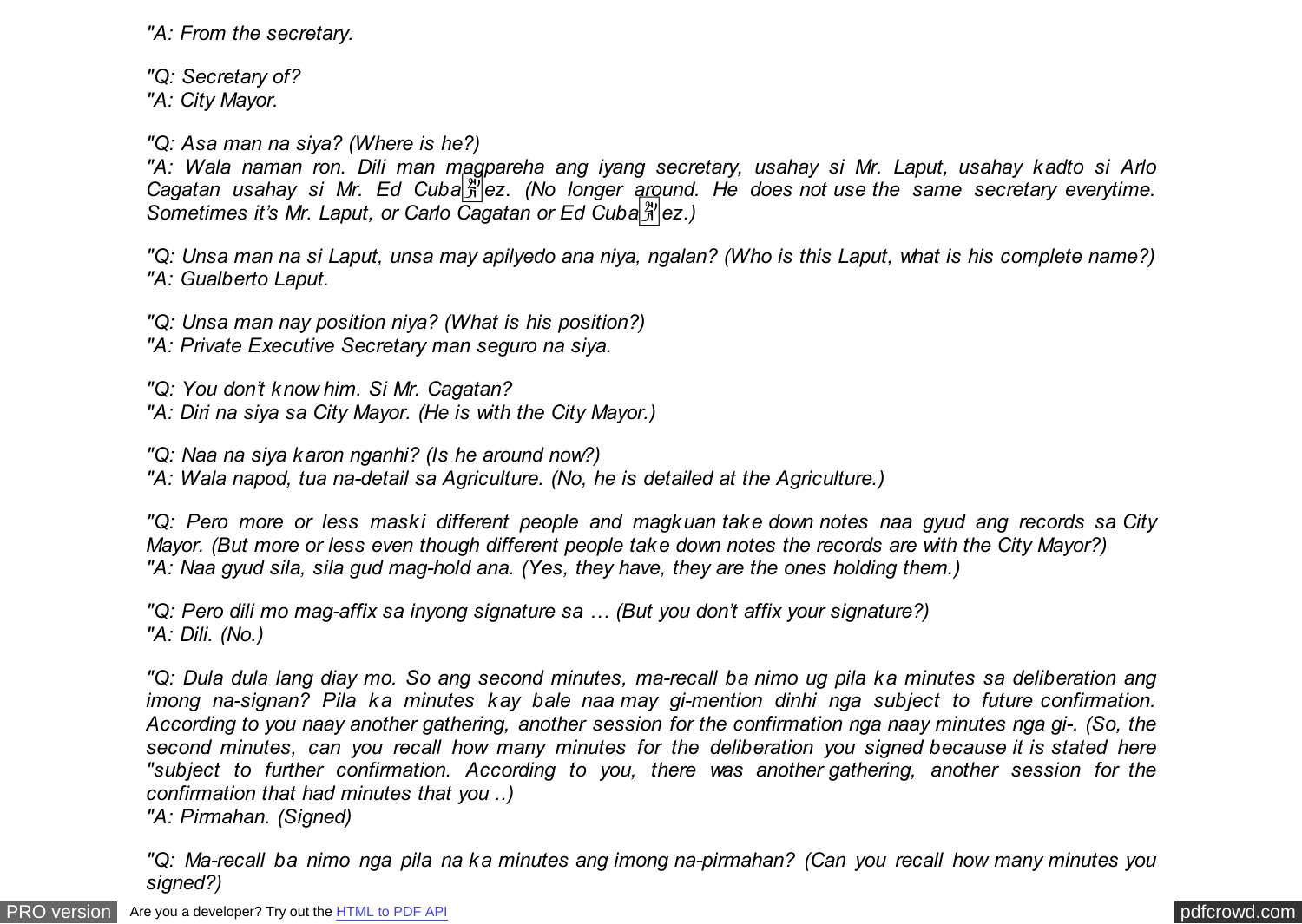*"A: From the secretary.*

*"Q: Secretary of?*
*"A: City Mayor.*

*"Q: Asa man na siya? (Where is he?)*
*"A: Wala naman ron. Dili man magpareha ang iyang secretary, usahay si Mr. Laput, usahay kadto si Arlo Cagatan usahay si Mr. Ed Cubañez. (No longer around. He does not use the same secretary everytime. Sometimes it's Mr. Laput, or Carlo Cagatan or Ed Cubañez.)*

*"Q: Unsa man na si Laput, unsa may apilyedo ana niya, ngalan? (Who is this Laput, what is his complete name?)*
*"A: Gualberto Laput.*

*"Q: Unsa man nay position niya? (What is his position?)*
*"A: Private Executive Secretary man seguro na siya.*

*"Q: You don't know him. Si Mr. Cagatan?*
*"A: Diri na siya sa City Mayor. (He is with the City Mayor.)*

*"Q: Naa na siya karon nganhi? (Is he around now?)*
*"A: Wala napod, tua na-detail sa Agriculture. (No, he is detailed at the Agriculture.)*

*"Q: Pero more or less maski different people and magkuan take down notes naa gyud ang records sa City Mayor. (But more or less even though different people take down notes the records are with the City Mayor?)*
*"A: Naa gyud sila, sila gud mag-hold ana. (Yes, they have, they are the ones holding them.)*

*"Q: Pero dili mo mag-affix sa inyong signature sa … (But you don't affix your signature?)*
*"A: Dili. (No.)*

*"Q: Dula dula lang diay mo. So ang second minutes, ma-recall ba nimo ug pila ka minutes sa deliberation ang imong na-signan? Pila ka minutes kay bale naa may gi-mention dinhi nga subject to future confirmation. According to you naay another gathering, another session for the confirmation nga naay minutes nga gi-. (So, the second minutes, can you recall how many minutes for the deliberation you signed because it is stated here "subject to further confirmation. According to you, there was another gathering, another session for the confirmation that had minutes that you ..)*
*"A: Pirmahan. (Signed)*

*"Q: Ma-recall ba nimo nga pila na ka minutes ang imong na-pirmahan? (Can you recall how many minutes you signed?)*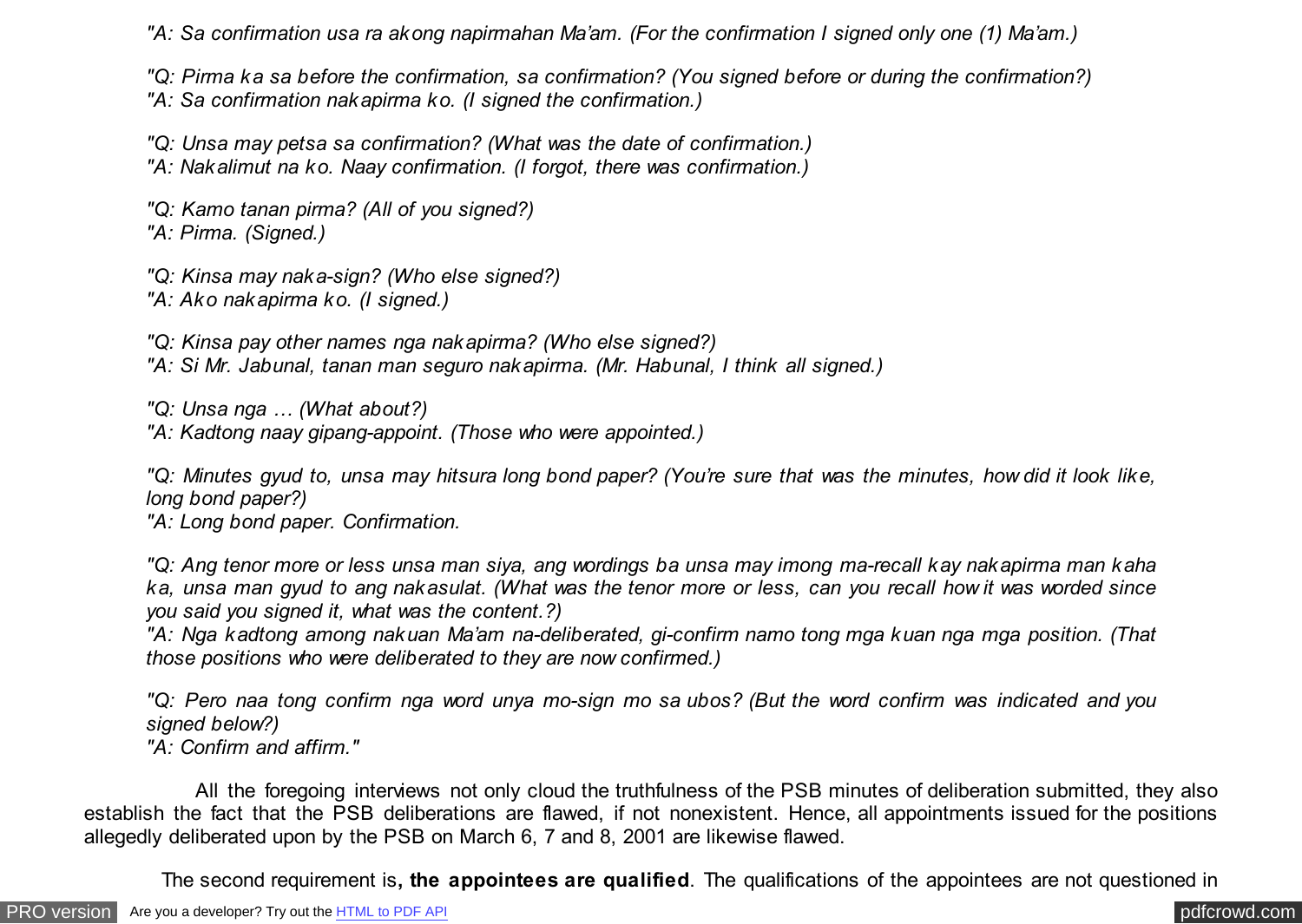*"A: Sa confirmation usa ra akong napirmahan Ma'am. (For the confirmation I signed only one (1) Ma'am.)*

*"Q: Pirma ka sa before the confirmation, sa confirmation? (You signed before or during the confirmation?)*
*"A: Sa confirmation nakapirma ko. (I signed the confirmation.)*

*"Q: Unsa may petsa sa confirmation? (What was the date of confirmation.)*
*"A: Nakalimut na ko. Naay confirmation. (I forgot, there was confirmation.)*

*"Q: Kamo tanan pirma? (All of you signed?)*
*"A: Pirma. (Signed.)*

*"Q: Kinsa may naka-sign? (Who else signed?)*
*"A: Ako nakapirma ko. (I signed.)*

*"Q: Kinsa pay other names nga nakapirma? (Who else signed?)*
*"A: Si Mr. Jabunal, tanan man seguro nakapirma. (Mr. Habunal, I think all signed.)*

*"Q: Unsa nga … (What about?)*
*"A: Kadtong naay gipang-appoint. (Those who were appointed.)*

*"Q: Minutes gyud to, unsa may hitsura long bond paper? (You're sure that was the minutes, how did it look like, long bond paper?)*
*"A: Long bond paper. Confirmation.*

*"Q: Ang tenor more or less unsa man siya, ang wordings ba unsa may imong ma-recall kay nakapirma man kaha ka, unsa man gyud to ang nakasulat. (What was the tenor more or less, can you recall how it was worded since you said you signed it, what was the content.?)*
*"A: Nga kadtong among nakuan Ma'am na-deliberated, gi-confirm namo tong mga kuan nga mga position. (That those positions who were deliberated to they are now confirmed.)*

*"Q: Pero naa tong confirm nga word unya mo-sign mo sa ubos? (But the word confirm was indicated and you signed below?)*
*"A: Confirm and affirm."*

All the foregoing interviews not only cloud the truthfulness of the PSB minutes of deliberation submitted, they also establish the fact that the PSB deliberations are flawed, if not nonexistent. Hence, all appointments issued for the positions allegedly deliberated upon by the PSB on March 6, 7 and 8, 2001 are likewise flawed.

The second requirement is**, the appointees are qualified**. The qualifications of the appointees are not questioned in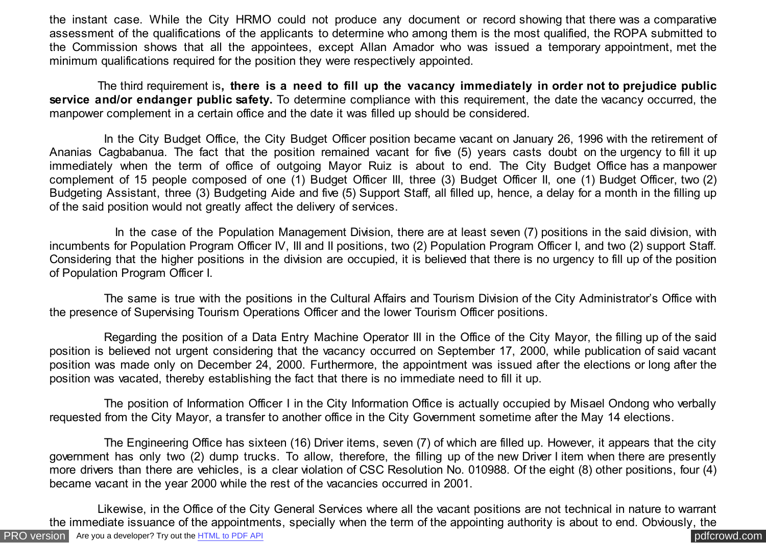the instant case. While the City HRMO could not produce any document or record showing that there was a comparative assessment of the qualifications of the applicants to determine who among them is the most qualified, the ROPA submitted to the Commission shows that all the appointees, except Allan Amador who was issued a temporary appointment, met the minimum qualifications required for the position they were respectively appointed.

The third requirement is**, there is a need to fill up the vacancy immediately in order not to prejudice public service and/or endanger public safety.** To determine compliance with this requirement, the date the vacancy occurred, the manpower complement in a certain office and the date it was filled up should be considered.

In the City Budget Office, the City Budget Officer position became vacant on January 26, 1996 with the retirement of Ananias Cagbabanua. The fact that the position remained vacant for five (5) years casts doubt on the urgency to fill it up immediately when the term of office of outgoing Mayor Ruiz is about to end. The City Budget Office has a manpower complement of 15 people composed of one (1) Budget Officer III, three (3) Budget Officer II, one (1) Budget Officer, two (2) Budgeting Assistant, three (3) Budgeting Aide and five (5) Support Staff, all filled up, hence, a delay for a month in the filling up of the said position would not greatly affect the delivery of services.

In the case of the Population Management Division, there are at least seven (7) positions in the said division, with incumbents for Population Program Officer IV, III and II positions, two (2) Population Program Officer I, and two (2) support Staff. Considering that the higher positions in the division are occupied, it is believed that there is no urgency to fill up of the position of Population Program Officer I.

The same is true with the positions in the Cultural Affairs and Tourism Division of the City Administrator's Office with the presence of Supervising Tourism Operations Officer and the lower Tourism Officer positions.

Regarding the position of a Data Entry Machine Operator III in the Office of the City Mayor, the filling up of the said position is believed not urgent considering that the vacancy occurred on September 17, 2000, while publication of said vacant position was made only on December 24, 2000. Furthermore, the appointment was issued after the elections or long after the position was vacated, thereby establishing the fact that there is no immediate need to fill it up.

The position of Information Officer I in the City Information Office is actually occupied by Misael Ondong who verbally requested from the City Mayor, a transfer to another office in the City Government sometime after the May 14 elections.

The Engineering Office has sixteen (16) Driver items, seven (7) of which are filled up. However, it appears that the city government has only two (2) dump trucks. To allow, therefore, the filling up of the new Driver I item when there are presently more drivers than there are vehicles, is a clear violation of CSC Resolution No. 010988. Of the eight (8) other positions, four (4) became vacant in the year 2000 while the rest of the vacancies occurred in 2001.

Likewise, in the Office of the City General Services where all the vacant positions are not technical in nature to warrant the immediate issuance of the appointments, specially when the term of the appointing authority is about to end. Obviously, the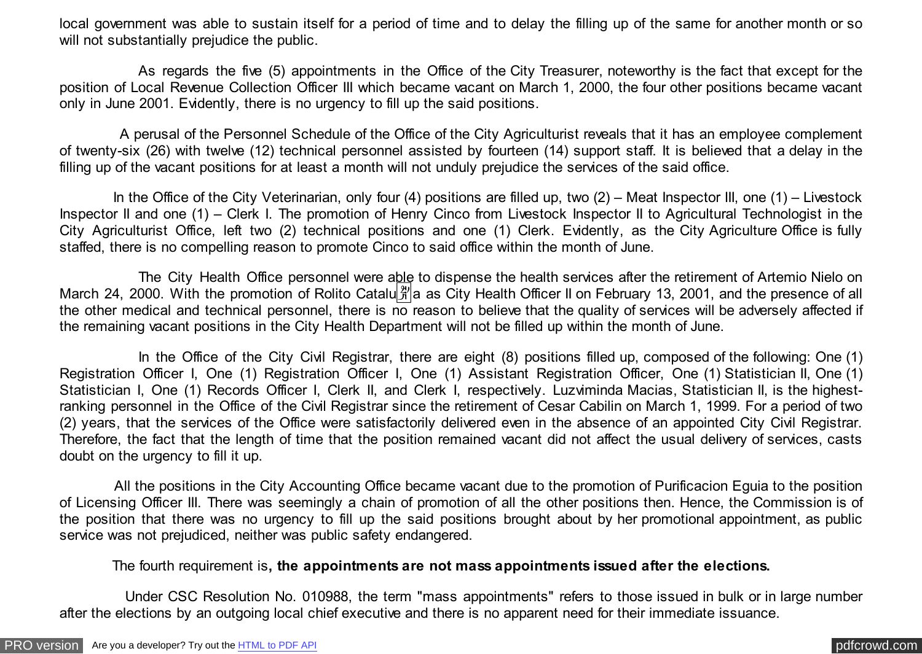local government was able to sustain itself for a period of time and to delay the filling up of the same for another month or so will not substantially prejudice the public.

As regards the five (5) appointments in the Office of the City Treasurer, noteworthy is the fact that except for the position of Local Revenue Collection Officer III which became vacant on March 1, 2000, the four other positions became vacant only in June 2001. Evidently, there is no urgency to fill up the said positions.

A perusal of the Personnel Schedule of the Office of the City Agriculturist reveals that it has an employee complement of twenty-six (26) with twelve (12) technical personnel assisted by fourteen (14) support staff. It is believed that a delay in the filling up of the vacant positions for at least a month will not unduly prejudice the services of the said office.

In the Office of the City Veterinarian, only four (4) positions are filled up, two (2) – Meat Inspector III, one (1) – Livestock Inspector II and one (1) – Clerk I. The promotion of Henry Cinco from Livestock Inspector II to Agricultural Technologist in the City Agriculturist Office, left two (2) technical positions and one (1) Clerk. Evidently, as the City Agriculture Office is fully staffed, there is no compelling reason to promote Cinco to said office within the month of June.

The City Health Office personnel were able to dispense the health services after the retirement of Artemio Nielo on March 24, 2000. With the promotion of Rolito Cataluña as City Health Officer II on February 13, 2001, and the presence of all the other medical and technical personnel, there is no reason to believe that the quality of services will be adversely affected if the remaining vacant positions in the City Health Department will not be filled up within the month of June.

In the Office of the City Civil Registrar, there are eight (8) positions filled up, composed of the following: One (1) Registration Officer I, One (1) Registration Officer I, One (1) Assistant Registration Officer, One (1) Statistician II, One (1) Statistician I, One (1) Records Officer I, Clerk II, and Clerk I, respectively. Luzviminda Macias, Statistician II, is the highest-ranking personnel in the Office of the Civil Registrar since the retirement of Cesar Cabilin on March 1, 1999. For a period of two (2) years, that the services of the Office were satisfactorily delivered even in the absence of an appointed City Civil Registrar. Therefore, the fact that the length of time that the position remained vacant did not affect the usual delivery of services, casts doubt on the urgency to fill it up.

All the positions in the City Accounting Office became vacant due to the promotion of Purificacion Eguia to the position of Licensing Officer III. There was seemingly a chain of promotion of all the other positions then. Hence, the Commission is of the position that there was no urgency to fill up the said positions brought about by her promotional appointment, as public service was not prejudiced, neither was public safety endangered.

The fourth requirement is**, the appointments are not mass appointments issued after the elections.**

Under CSC Resolution No. 010988, the term "mass appointments" refers to those issued in bulk or in large number after the elections by an outgoing local chief executive and there is no apparent need for their immediate issuance.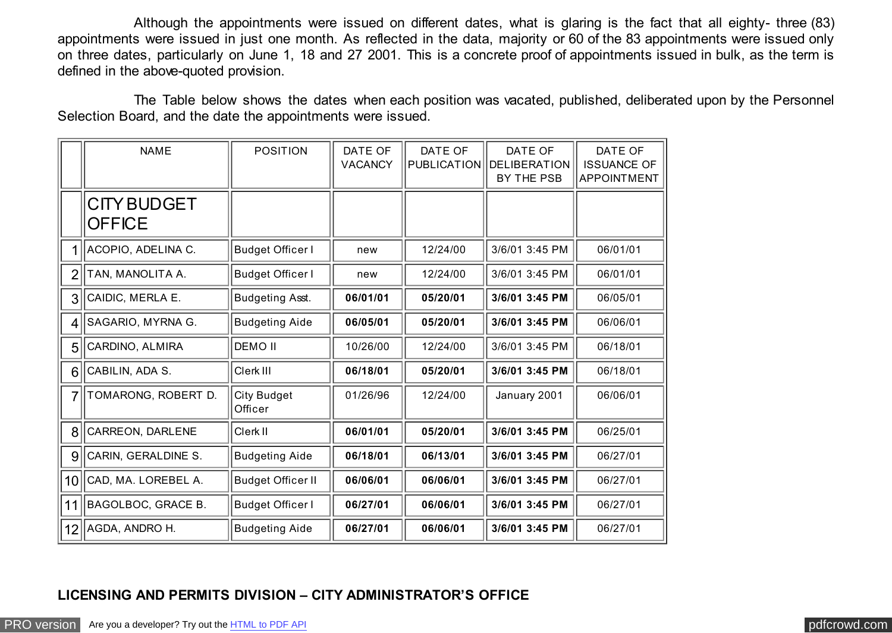Although the appointments were issued on different dates, what is glaring is the fact that all eighty- three (83) appointments were issued in just one month. As reflected in the data, majority or 60 of the 83 appointments were issued only on three dates, particularly on June 1, 18 and 27 2001. This is a concrete proof of appointments issued in bulk, as the term is defined in the above-quoted provision.

The Table below shows the dates when each position was vacated, published, deliberated upon by the Personnel Selection Board, and the date the appointments were issued.

| | NAME | POSITION | DATE OF VACANCY | DATE OF PUBLICATION | DATE OF DELIBERATION BY THE PSB | DATE OF ISSUANCE OF APPOINTMENT |
|---|---|---|---|---|---|---|
| | CITY BUDGET OFFICE | | | | | |
| 1 | ACOPIO, ADELINA C. | Budget Officer I | new | 12/24/00 | 3/6/01 3:45 PM | 06/01/01 |
| 2 | TAN, MANOLITA A. | Budget Officer I | new | 12/24/00 | 3/6/01 3:45 PM | 06/01/01 |
| 3 | CAIDIC, MERLA E. | Budgeting Asst. | **06/01/01** | **05/20/01** | **3/6/01 3:45 PM** | 06/05/01 |
| 4 | SAGARIO, MYRNA G. | Budgeting Aide | **06/05/01** | **05/20/01** | **3/6/01 3:45 PM** | 06/06/01 |
| 5 | CARDINO, ALMIRA | DEMO II | 10/26/00 | 12/24/00 | 3/6/01 3:45 PM | 06/18/01 |
| 6 | CABILIN, ADA S. | Clerk III | **06/18/01** | **05/20/01** | **3/6/01 3:45 PM** | 06/18/01 |
| 7 | TOMARONG, ROBERT D. | City Budget Officer | 01/26/96 | 12/24/00 | January 2001 | 06/06/01 |
| 8 | CARREON, DARLENE | Clerk II | **06/01/01** | **05/20/01** | **3/6/01 3:45 PM** | 06/25/01 |
| 9 | CARIN, GERALDINE S. | Budgeting Aide | **06/18/01** | **06/13/01** | **3/6/01 3:45 PM** | 06/27/01 |
| 10 | CAD, MA. LOREBEL A. | Budget Officer II | **06/06/01** | **06/06/01** | **3/6/01 3:45 PM** | 06/27/01 |
| 11 | BAGOLBOC, GRACE B. | Budget Officer I | **06/27/01** | **06/06/01** | **3/6/01 3:45 PM** | 06/27/01 |
| 12 | AGDA, ANDRO H. | Budgeting Aide | **06/27/01** | **06/06/01** | **3/6/01 3:45 PM** | 06/27/01 |

**LICENSING AND PERMITS DIVISION – CITY ADMINISTRATOR'S OFFICE**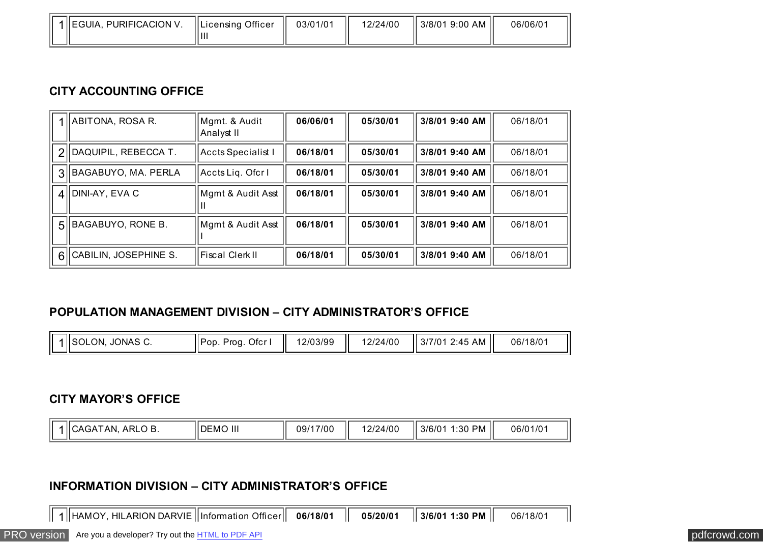| | | | | | | |
|---|---|---|---|---|---|---|
| 1 | EGUIA, PURIFICACION V. | Licensing Officer III | 03/01/01 | 12/24/00 | 3/8/01 9:00 AM | 06/06/01 |

### CITY ACCOUNTING OFFICE

| | | | | | | |
|---|---|---|---|---|---|---|
| 1 | ABITONA, ROSA R. | Mgmt. & Audit Analyst II | **06/06/01** | **05/30/01** | **3/8/01 9:40 AM** | 06/18/01 |
| 2 | DAQUIPIL, REBECCA T. | Accts Specialist I | **06/18/01** | **05/30/01** | **3/8/01 9:40 AM** | 06/18/01 |
| 3 | BAGABUYO, MA. PERLA | Accts Liq. Ofcr I | **06/18/01** | **05/30/01** | **3/8/01 9:40 AM** | 06/18/01 |
| 4 | DINI-AY, EVA C | Mgmt & Audit Asst II | **06/18/01** | **05/30/01** | **3/8/01 9:40 AM** | 06/18/01 |
| 5 | BAGABUYO, RONE B. | Mgmt & Audit Asst I | **06/18/01** | **05/30/01** | **3/8/01 9:40 AM** | 06/18/01 |
| 6 | CABILIN, JOSEPHINE S. | Fiscal Clerk II | **06/18/01** | **05/30/01** | **3/8/01 9:40 AM** | 06/18/01 |

### POPULATION MANAGEMENT DIVISION – CITY ADMINISTRATOR'S OFFICE

| | | | | | | |
|---|---|---|---|---|---|---|
| 1 | SOLON, JONAS C. | Pop. Prog. Ofcr I | 12/03/99 | 12/24/00 | 3/7/01 2:45 AM | 06/18/01 |

### CITY MAYOR'S OFFICE

| | | | | | | |
|---|---|---|---|---|---|---|
| 1 | CAGATAN, ARLO B. | DEMO III | 09/17/00 | 12/24/00 | 3/6/01 1:30 PM | 06/01/01 |

### INFORMATION DIVISION – CITY ADMINISTRATOR'S OFFICE

| | | | | | | |
|---|---|---|---|---|---|---|
| 1 | HAMOY, HILARION DARVIE | Information Officer | **06/18/01** | **05/20/01** | **3/6/01 1:30 PM** | 06/18/01 |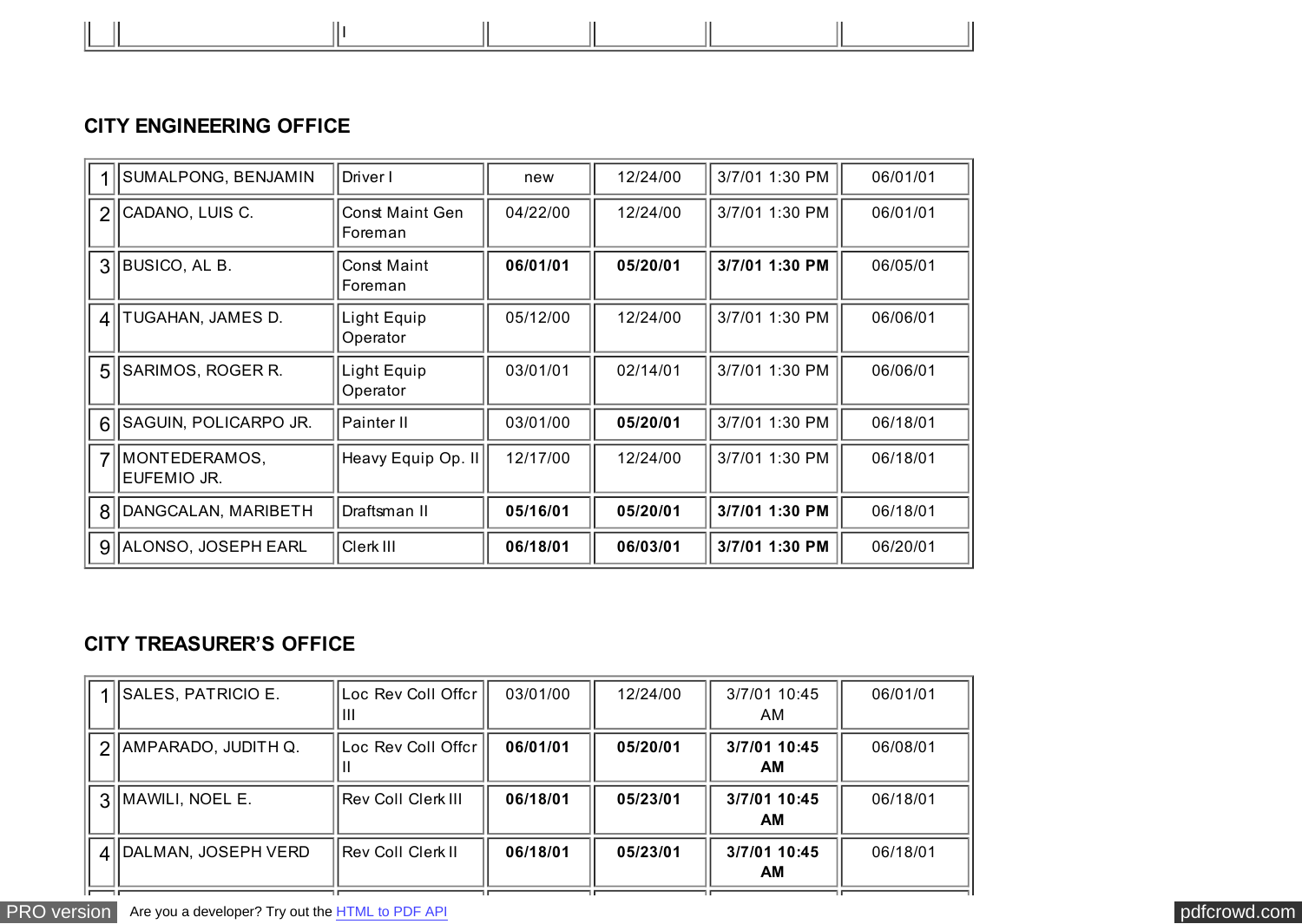| | | | | | | |
|---|---|---|---|---|---|---|
| | | I | | | | |

**CITY ENGINEERING OFFICE**

| | | | | | | |
|---|---|---|---|---|---|---|
| 1 | SUMALPONG, BENJAMIN | Driver I | new | 12/24/00 | 3/7/01 1:30 PM | 06/01/01 |
| 2 | CADANO, LUIS C. | Const Maint Gen Foreman | 04/22/00 | 12/24/00 | 3/7/01 1:30 PM | 06/01/01 |
| 3 | BUSICO, AL B. | Const Maint Foreman | **06/01/01** | **05/20/01** | **3/7/01 1:30 PM** | 06/05/01 |
| 4 | TUGAHAN, JAMES D. | Light Equip Operator | 05/12/00 | 12/24/00 | 3/7/01 1:30 PM | 06/06/01 |
| 5 | SARIMOS, ROGER R. | Light Equip Operator | 03/01/01 | 02/14/01 | 3/7/01 1:30 PM | 06/06/01 |
| 6 | SAGUIN, POLICARPO JR. | Painter II | 03/01/00 | **05/20/01** | 3/7/01 1:30 PM | 06/18/01 |
| 7 | MONTEDERAMOS, EUFEMIO JR. | Heavy Equip Op. II | 12/17/00 | 12/24/00 | 3/7/01 1:30 PM | 06/18/01 |
| 8 | DANGCALAN, MARIBETH | Draftsman II | **05/16/01** | **05/20/01** | **3/7/01 1:30 PM** | 06/18/01 |
| 9 | ALONSO, JOSEPH EARL | Clerk III | **06/18/01** | **06/03/01** | **3/7/01 1:30 PM** | 06/20/01 |

**CITY TREASURER'S OFFICE**

| | | | | | | |
|---|---|---|---|---|---|---|
| 1 | SALES, PATRICIO E. | Loc Rev Coll Offcr III | 03/01/00 | 12/24/00 | 3/7/01 10:45 AM | 06/01/01 |
| 2 | AMPARADO, JUDITH Q. | Loc Rev Coll Offcr II | **06/01/01** | **05/20/01** | **3/7/01 10:45 AM** | 06/08/01 |
| 3 | MAWILI, NOEL E. | Rev Coll Clerk III | **06/18/01** | **05/23/01** | **3/7/01 10:45 AM** | 06/18/01 |
| 4 | DALMAN, JOSEPH VERD | Rev Coll Clerk II | **06/18/01** | **05/23/01** | **3/7/01 10:45 AM** | 06/18/01 |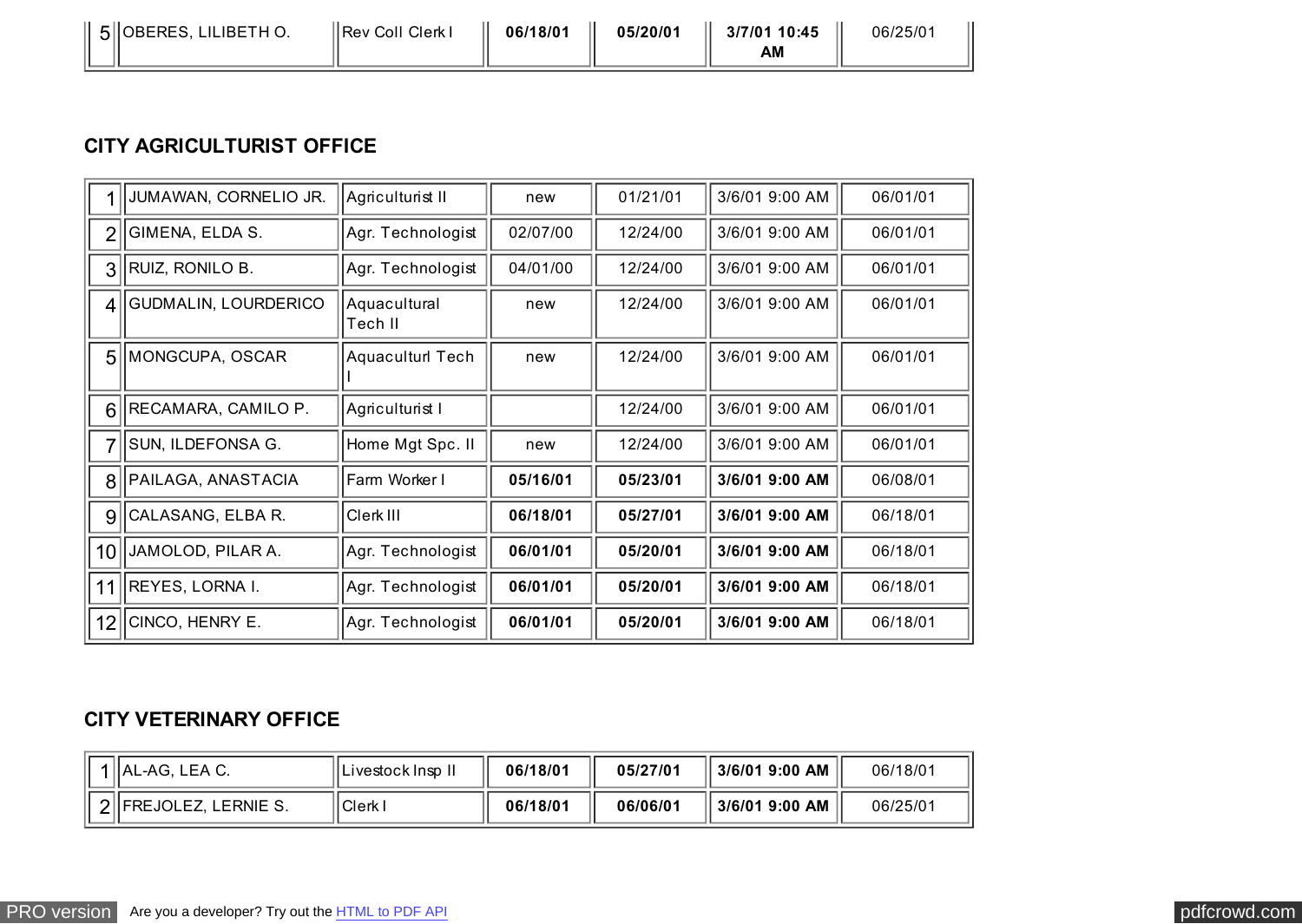| | | | | | | |
|---|---|---|---|---|---|---|
| 5 | OBERES, LILIBETH O. | Rev Coll Clerk I | **06/18/01** | **05/20/01** | **3/7/01 10:45 AM** | 06/25/01 |

## CITY AGRICULTURIST OFFICE

| | | | | | | |
|---|---|---|---|---|---|---|
| 1 | JUMAWAN, CORNELIO JR. | Agriculturist II | new | 01/21/01 | 3/6/01 9:00 AM | 06/01/01 |
| 2 | GIMENA, ELDA S. | Agr. Technologist | 02/07/00 | 12/24/00 | 3/6/01 9:00 AM | 06/01/01 |
| 3 | RUIZ, RONILO B. | Agr. Technologist | 04/01/00 | 12/24/00 | 3/6/01 9:00 AM | 06/01/01 |
| 4 | GUDMALIN, LOURDERICO | Aquacultural Tech II | new | 12/24/00 | 3/6/01 9:00 AM | 06/01/01 |
| 5 | MONGCUPA, OSCAR | Aquaculturl Tech I | new | 12/24/00 | 3/6/01 9:00 AM | 06/01/01 |
| 6 | RECAMARA, CAMILO P. | Agriculturist I | | 12/24/00 | 3/6/01 9:00 AM | 06/01/01 |
| 7 | SUN, ILDEFONSA G. | Home Mgt Spc. II | new | 12/24/00 | 3/6/01 9:00 AM | 06/01/01 |
| 8 | PAILAGA, ANASTACIA | Farm Worker I | **05/16/01** | **05/23/01** | **3/6/01 9:00 AM** | 06/08/01 |
| 9 | CALASANG, ELBA R. | Clerk III | **06/18/01** | **05/27/01** | **3/6/01 9:00 AM** | 06/18/01 |
| 10 | JAMOLOD, PILAR A. | Agr. Technologist | **06/01/01** | **05/20/01** | **3/6/01 9:00 AM** | 06/18/01 |
| 11 | REYES, LORNA I. | Agr. Technologist | **06/01/01** | **05/20/01** | **3/6/01 9:00 AM** | 06/18/01 |
| 12 | CINCO, HENRY E. | Agr. Technologist | **06/01/01** | **05/20/01** | **3/6/01 9:00 AM** | 06/18/01 |

## CITY VETERINARY OFFICE

| | | | | | | |
|---|---|---|---|---|---|---|
| 1 | AL-AG, LEA C. | Livestock Insp II | **06/18/01** | **05/27/01** | **3/6/01 9:00 AM** | 06/18/01 |
| 2 | FREJOLEZ, LERNIE S. | Clerk I | **06/18/01** | **06/06/01** | **3/6/01 9:00 AM** | 06/25/01 |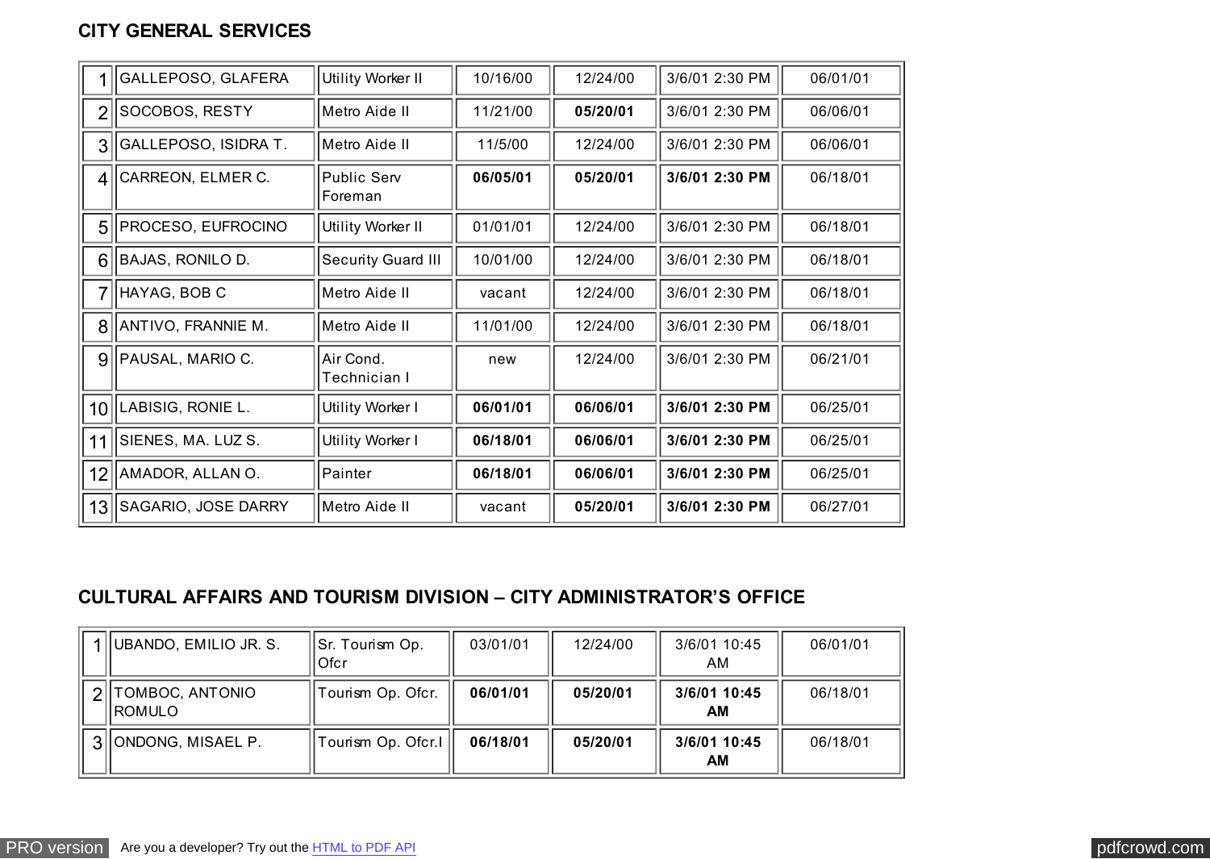## CITY GENERAL SERVICES

| | | | | | | |
|---|---|---|---|---|---|---|
| 1 | GALLEPOSO, GLAFERA | Utility Worker II | 10/16/00 | 12/24/00 | 3/6/01 2:30 PM | 06/01/01 |
| 2 | SOCOBOS, RESTY | Metro Aide II | 11/21/00 | **05/20/01** | 3/6/01 2:30 PM | 06/06/01 |
| 3 | GALLEPOSO, ISIDRA T. | Metro Aide II | 11/5/00 | 12/24/00 | 3/6/01 2:30 PM | 06/06/01 |
| 4 | CARREON, ELMER C. | Public Serv Foreman | **06/05/01** | **05/20/01** | **3/6/01 2:30 PM** | 06/18/01 |
| 5 | PROCESO, EUFROCINO | Utility Worker II | 01/01/01 | 12/24/00 | 3/6/01 2:30 PM | 06/18/01 |
| 6 | BAJAS, RONILO D. | Security Guard III | 10/01/00 | 12/24/00 | 3/6/01 2:30 PM | 06/18/01 |
| 7 | HAYAG, BOB C | Metro Aide II | vacant | 12/24/00 | 3/6/01 2:30 PM | 06/18/01 |
| 8 | ANTIVO, FRANNIE M. | Metro Aide II | 11/01/00 | 12/24/00 | 3/6/01 2:30 PM | 06/18/01 |
| 9 | PAUSAL, MARIO C. | Air Cond. Technician I | new | 12/24/00 | 3/6/01 2:30 PM | 06/21/01 |
| 10 | LABISIG, RONIE L. | Utility Worker I | **06/01/01** | **06/06/01** | **3/6/01 2:30 PM** | 06/25/01 |
| 11 | SIENES, MA. LUZ S. | Utility Worker I | **06/18/01** | **06/06/01** | **3/6/01 2:30 PM** | 06/25/01 |
| 12 | AMADOR, ALLAN O. | Painter | **06/18/01** | **06/06/01** | **3/6/01 2:30 PM** | 06/25/01 |
| 13 | SAGARIO, JOSE DARRY | Metro Aide II | vacant | **05/20/01** | **3/6/01 2:30 PM** | 06/27/01 |

## CULTURAL AFFAIRS AND TOURISM DIVISION – CITY ADMINISTRATOR'S OFFICE

| | | | | | | |
|---|---|---|---|---|---|---|
| 1 | UBANDO, EMILIO JR. S. | Sr. Tourism Op. Ofcr | 03/01/01 | 12/24/00 | 3/6/01 10:45 AM | 06/01/01 |
| 2 | TOMBOC, ANTONIO ROMULO | Tourism Op. Ofcr. | **06/01/01** | **05/20/01** | **3/6/01 10:45 AM** | 06/18/01 |
| 3 | ONDONG, MISAEL P. | Tourism Op. Ofcr.I | **06/18/01** | **05/20/01** | **3/6/01 10:45 AM** | 06/18/01 |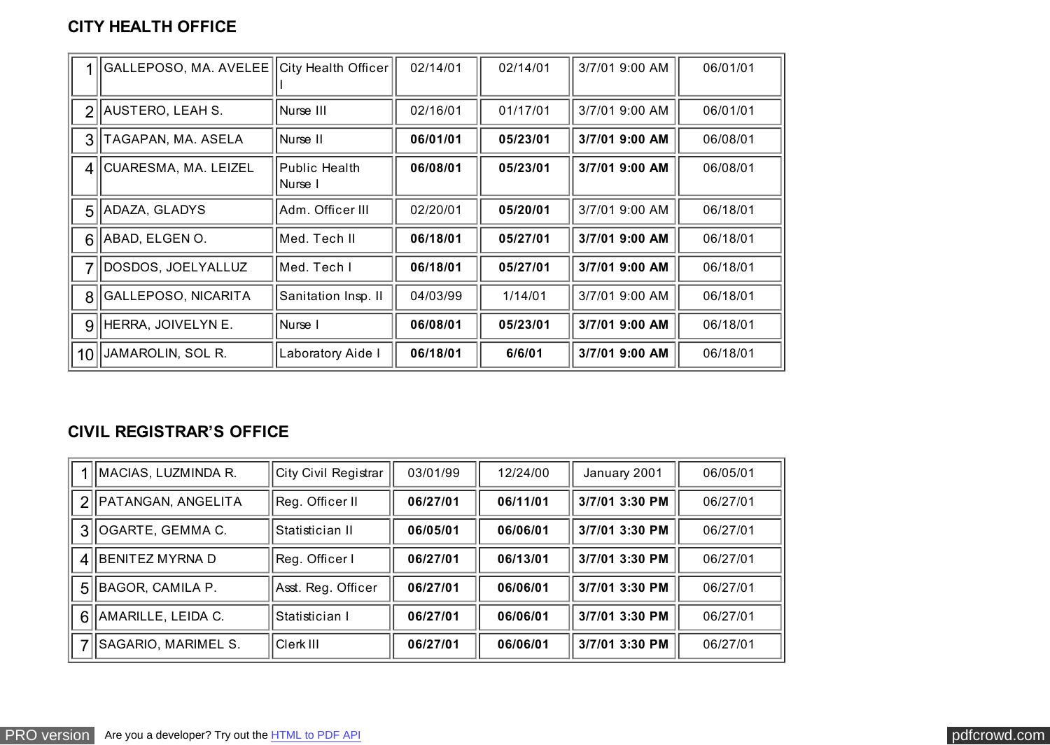### CITY HEALTH OFFICE

| | | | | | | |
|---|---|---|---|---|---|---|
| 1 | GALLEPOSO, MA. AVELEE | City Health Officer I | 02/14/01 | 02/14/01 | 3/7/01 9:00 AM | 06/01/01 |
| 2 | AUSTERO, LEAH S. | Nurse III | 02/16/01 | 01/17/01 | 3/7/01 9:00 AM | 06/01/01 |
| 3 | TAGAPAN, MA. ASELA | Nurse II | **06/01/01** | **05/23/01** | **3/7/01 9:00 AM** | 06/08/01 |
| 4 | CUARESMA, MA. LEIZEL | Public Health Nurse I | **06/08/01** | **05/23/01** | **3/7/01 9:00 AM** | 06/08/01 |
| 5 | ADAZA, GLADYS | Adm. Officer III | 02/20/01 | **05/20/01** | 3/7/01 9:00 AM | 06/18/01 |
| 6 | ABAD, ELGEN O. | Med. Tech II | **06/18/01** | **05/27/01** | **3/7/01 9:00 AM** | 06/18/01 |
| 7 | DOSDOS, JOELYALLUZ | Med. Tech I | **06/18/01** | **05/27/01** | **3/7/01 9:00 AM** | 06/18/01 |
| 8 | GALLEPOSO, NICARITA | Sanitation Insp. II | 04/03/99 | 1/14/01 | 3/7/01 9:00 AM | 06/18/01 |
| 9 | HERRA, JOIVELYN E. | Nurse I | **06/08/01** | **05/23/01** | **3/7/01 9:00 AM** | 06/18/01 |
| 10 | JAMAROLIN, SOL R. | Laboratory Aide I | **06/18/01** | **6/6/01** | **3/7/01 9:00 AM** | 06/18/01 |

### CIVIL REGISTRAR'S OFFICE

| | | | | | | |
|---|---|---|---|---|---|---|
| 1 | MACIAS, LUZMINDA R. | City Civil Registrar | 03/01/99 | 12/24/00 | January 2001 | 06/05/01 |
| 2 | PATANGAN, ANGELITA | Reg. Officer II | **06/27/01** | **06/11/01** | **3/7/01 3:30 PM** | 06/27/01 |
| 3 | OGARTE, GEMMA C. | Statistician II | **06/05/01** | **06/06/01** | **3/7/01 3:30 PM** | 06/27/01 |
| 4 | BENITEZ MYRNA D | Reg. Officer I | **06/27/01** | **06/13/01** | **3/7/01 3:30 PM** | 06/27/01 |
| 5 | BAGOR, CAMILA P. | Asst. Reg. Officer | **06/27/01** | **06/06/01** | **3/7/01 3:30 PM** | 06/27/01 |
| 6 | AMARILLE, LEIDA C. | Statistician I | **06/27/01** | **06/06/01** | **3/7/01 3:30 PM** | 06/27/01 |
| 7 | SAGARIO, MARIMEL S. | Clerk III | **06/27/01** | **06/06/01** | **3/7/01 3:30 PM** | 06/27/01 |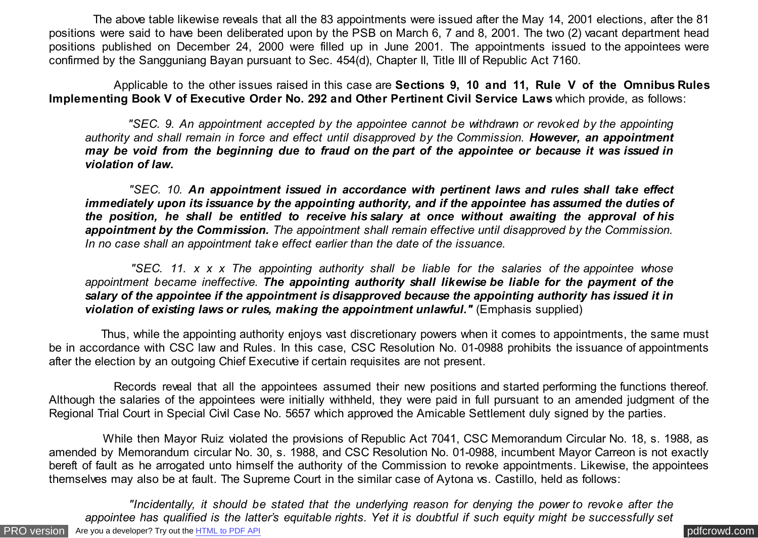The above table likewise reveals that all the 83 appointments were issued after the May 14, 2001 elections, after the 81 positions were said to have been deliberated upon by the PSB on March 6, 7 and 8, 2001. The two (2) vacant department head positions published on December 24, 2000 were filled up in June 2001. The appointments issued to the appointees were confirmed by the Sangguniang Bayan pursuant to Sec. 454(d), Chapter II, Title III of Republic Act 7160.

Applicable to the other issues raised in this case are **Sections 9, 10 and 11, Rule V of the Omnibus Rules Implementing Book V of Executive Order No. 292 and Other Pertinent Civil Service Laws** which provide, as follows:

> *"SEC. 9. An appointment accepted by the appointee cannot be withdrawn or revoked by the appointing authority and shall remain in force and effect until disapproved by the Commission.* ***However, an appointment may be void from the beginning due to fraud on the part of the appointee or because it was issued in violation of law.***
>
> *"SEC. 10.* ***An appointment issued in accordance with pertinent laws and rules shall take effect immediately upon its issuance by the appointing authority, and if the appointee has assumed the duties of the position, he shall be entitled to receive his salary at once without awaiting the approval of his appointment by the Commission.*** *The appointment shall remain effective until disapproved by the Commission. In no case shall an appointment take effect earlier than the date of the issuance.*
>
> *"SEC. 11. x x x The appointing authority shall be liable for the salaries of the appointee whose appointment became ineffective.* ***The appointing authority shall likewise be liable for the payment of the salary of the appointee if the appointment is disapproved because the appointing authority has issued it in violation of existing laws or rules, making the appointment unlawful."*** (Emphasis supplied)

Thus, while the appointing authority enjoys vast discretionary powers when it comes to appointments, the same must be in accordance with CSC law and Rules. In this case, CSC Resolution No. 01-0988 prohibits the issuance of appointments after the election by an outgoing Chief Executive if certain requisites are not present.

Records reveal that all the appointees assumed their new positions and started performing the functions thereof. Although the salaries of the appointees were initially withheld, they were paid in full pursuant to an amended judgment of the Regional Trial Court in Special Civil Case No. 5657 which approved the Amicable Settlement duly signed by the parties.

While then Mayor Ruiz violated the provisions of Republic Act 7041, CSC Memorandum Circular No. 18, s. 1988, as amended by Memorandum circular No. 30, s. 1988, and CSC Resolution No. 01-0988, incumbent Mayor Carreon is not exactly bereft of fault as he arrogated unto himself the authority of the Commission to revoke appointments. Likewise, the appointees themselves may also be at fault. The Supreme Court in the similar case of Aytona vs. Castillo, held as follows:

> *"Incidentally, it should be stated that the underlying reason for denying the power to revoke after the appointee has qualified is the latter's equitable rights. Yet it is doubtful if such equity might be successfully set*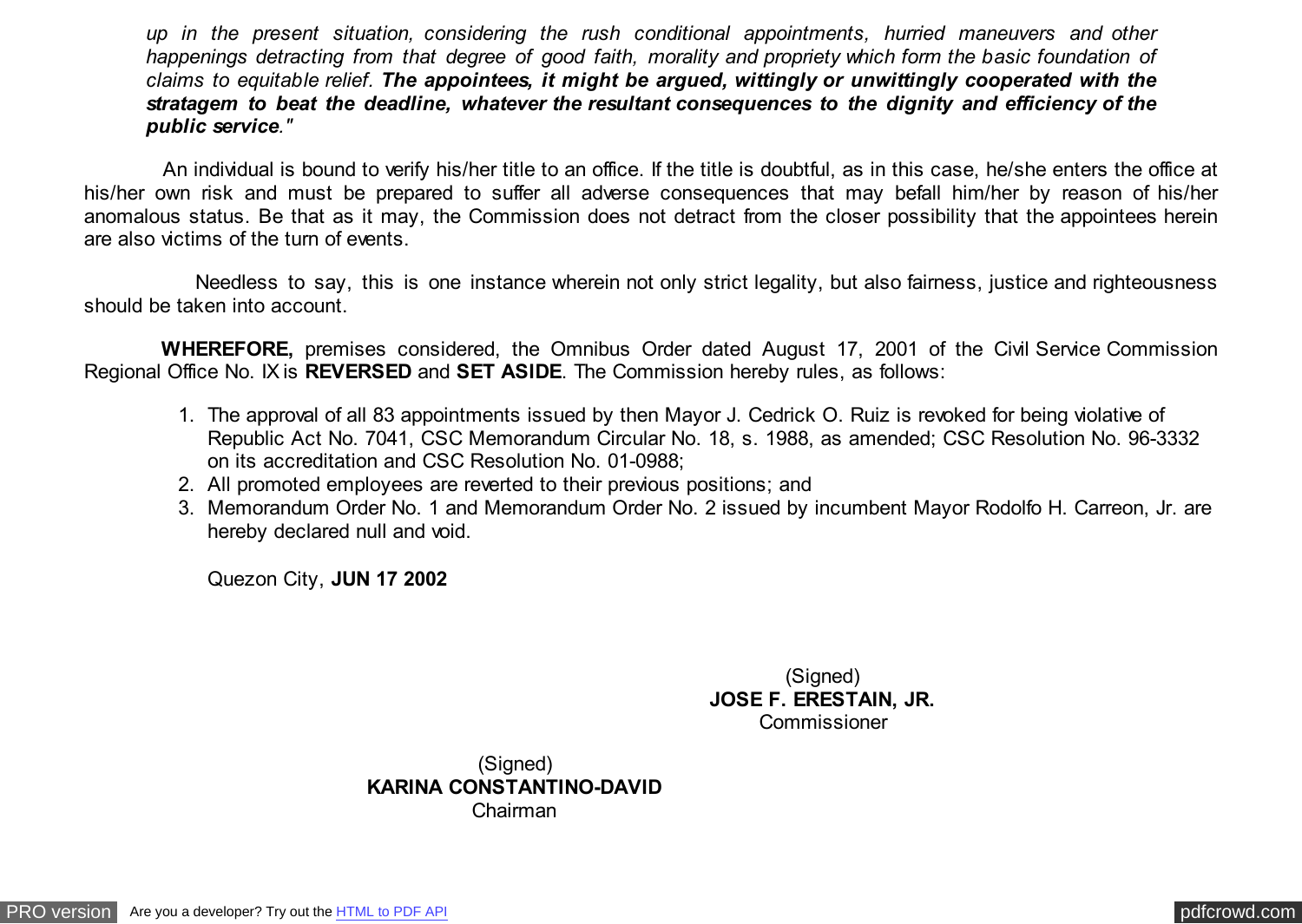*up in the present situation, considering the rush conditional appointments, hurried maneuvers and other happenings detracting from that degree of good faith, morality and propriety which form the basic foundation of claims to equitable relief.* ***The appointees, it might be argued, wittingly or unwittingly cooperated with the stratagem to beat the deadline, whatever the resultant consequences to the dignity and efficiency of the public service."***

An individual is bound to verify his/her title to an office. If the title is doubtful, as in this case, he/she enters the office at his/her own risk and must be prepared to suffer all adverse consequences that may befall him/her by reason of his/her anomalous status. Be that as it may, the Commission does not detract from the closer possibility that the appointees herein are also victims of the turn of events.

Needless to say, this is one instance wherein not only strict legality, but also fairness, justice and righteousness should be taken into account.

**WHEREFORE,** premises considered, the Omnibus Order dated August 17, 2001 of the Civil Service Commission Regional Office No. IX is **REVERSED** and **SET ASIDE**. The Commission hereby rules, as follows:

1. The approval of all 83 appointments issued by then Mayor J. Cedrick O. Ruiz is revoked for being violative of Republic Act No. 7041, CSC Memorandum Circular No. 18, s. 1988, as amended; CSC Resolution No. 96-3332 on its accreditation and CSC Resolution No. 01-0988;
2. All promoted employees are reverted to their previous positions; and
3. Memorandum Order No. 1 and Memorandum Order No. 2 issued by incumbent Mayor Rodolfo H. Carreon, Jr. are hereby declared null and void.

Quezon City, **JUN 17 2002**

(Signed)
**JOSE F. ERESTAIN, JR.**
Commissioner

(Signed)
**KARINA CONSTANTINO-DAVID**
Chairman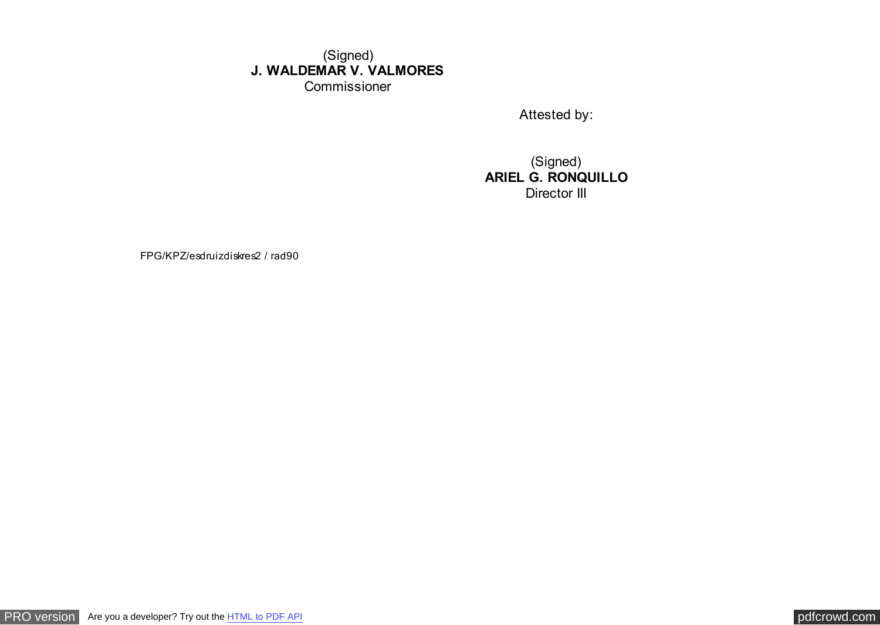(Signed)
**J. WALDEMAR V. VALMORES**
Commissioner

Attested by:

(Signed)
**ARIEL G. RONQUILLO**
Director III

FPG/KPZ/esdruizdiskres2 / rad90